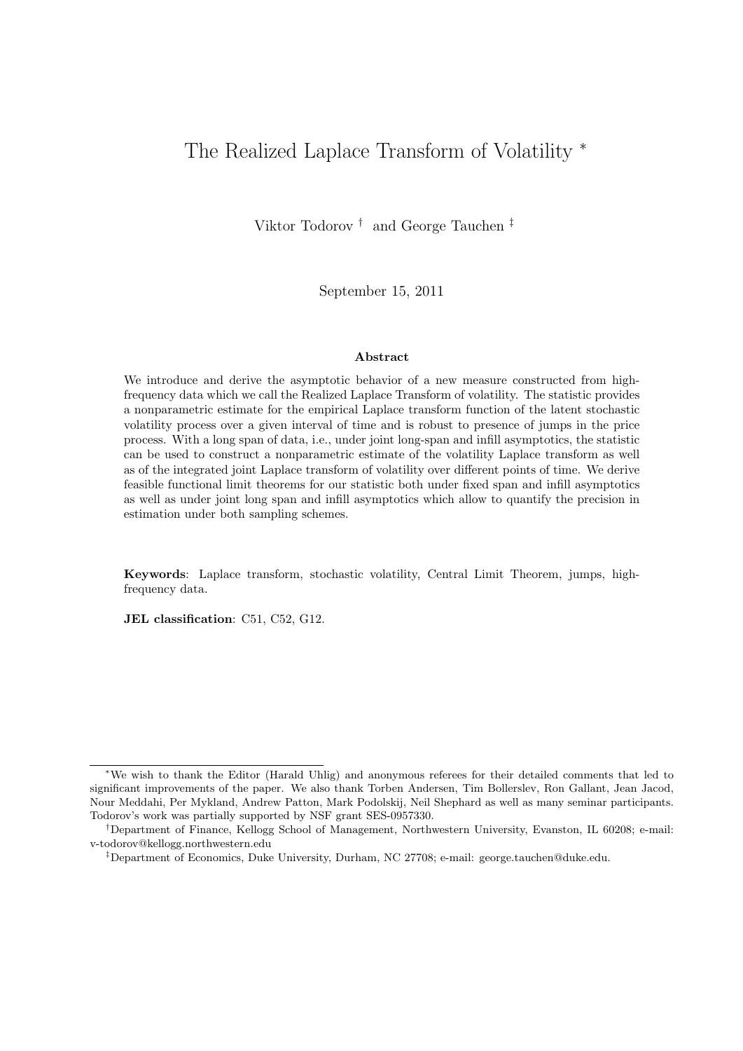# The Realized Laplace Transform of Volatility [*]

Viktor Todorov [†] and George Tauchen [‡]

September 15, 2011

## Abstract

We introduce and derive the asymptotic behavior of a new measure constructed from high-frequency data which we call the Realized Laplace Transform of volatility. The statistic provides a nonparametric estimate for the empirical Laplace transform function of the latent stochastic volatility process over a given interval of time and is robust to presence of jumps in the price process. With a long span of data, i.e., under joint long-span and infill asymptotics, the statistic can be used to construct a nonparametric estimate of the volatility Laplace transform as well as of the integrated joint Laplace transform of volatility over different points of time. We derive feasible functional limit theorems for our statistic both under fixed span and infill asymptotics as well as under joint long span and infill asymptotics which allow to quantify the precision in estimation under both sampling schemes.

**Keywords**: Laplace transform, stochastic volatility, Central Limit Theorem, jumps, high-frequency data.

**JEL classification**: C51, C52, G12.

---

[*] We wish to thank the Editor (Harald Uhlig) and anonymous referees for their detailed comments that led to significant improvements of the paper. We also thank Torben Andersen, Tim Bollerslev, Ron Gallant, Jean Jacod, Nour Meddahi, Per Mykland, Andrew Patton, Mark Podolskij, Neil Shephard as well as many seminar participants. Todorov's work was partially supported by NSF grant SES-0957330.

[†] Department of Finance, Kellogg School of Management, Northwestern University, Evanston, IL 60208; e-mail: v-todorov@kellogg.northwestern.edu

[‡] Department of Economics, Duke University, Durham, NC 27708; e-mail: george.tauchen@duke.edu.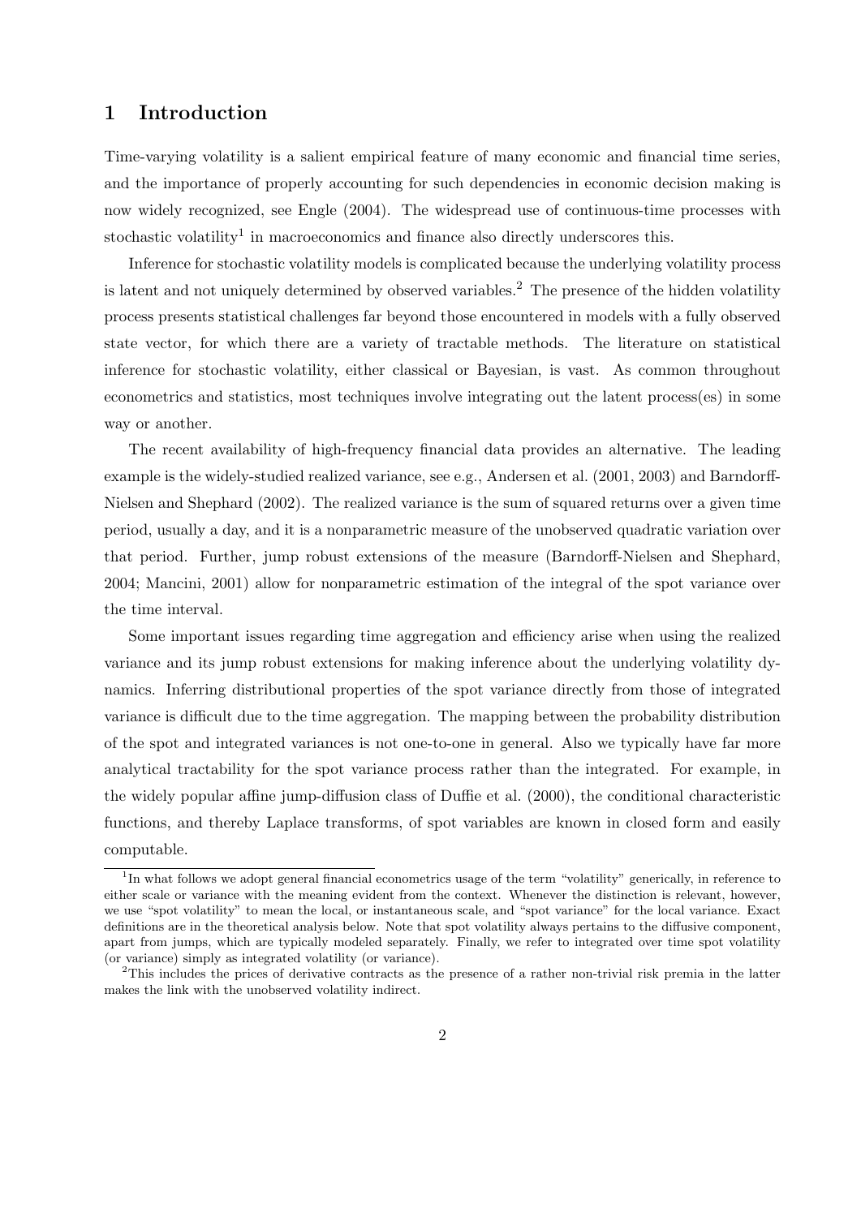# 1 Introduction

Time-varying volatility is a salient empirical feature of many economic and financial time series, and the importance of properly accounting for such dependencies in economic decision making is now widely recognized, see Engle (2004). The widespread use of continuous-time processes with stochastic volatility[1] in macroeconomics and finance also directly underscores this.

Inference for stochastic volatility models is complicated because the underlying volatility process is latent and not uniquely determined by observed variables.[2] The presence of the hidden volatility process presents statistical challenges far beyond those encountered in models with a fully observed state vector, for which there are a variety of tractable methods. The literature on statistical inference for stochastic volatility, either classical or Bayesian, is vast. As common throughout econometrics and statistics, most techniques involve integrating out the latent process(es) in some way or another.

The recent availability of high-frequency financial data provides an alternative. The leading example is the widely-studied realized variance, see e.g., Andersen et al. (2001, 2003) and Barndorff-Nielsen and Shephard (2002). The realized variance is the sum of squared returns over a given time period, usually a day, and it is a nonparametric measure of the unobserved quadratic variation over that period. Further, jump robust extensions of the measure (Barndorff-Nielsen and Shephard, 2004; Mancini, 2001) allow for nonparametric estimation of the integral of the spot variance over the time interval.

Some important issues regarding time aggregation and efficiency arise when using the realized variance and its jump robust extensions for making inference about the underlying volatility dynamics. Inferring distributional properties of the spot variance directly from those of integrated variance is difficult due to the time aggregation. The mapping between the probability distribution of the spot and integrated variances is not one-to-one in general. Also we typically have far more analytical tractability for the spot variance process rather than the integrated. For example, in the widely popular affine jump-diffusion class of Duffie et al. (2000), the conditional characteristic functions, and thereby Laplace transforms, of spot variables are known in closed form and easily computable.

[1] In what follows we adopt general financial econometrics usage of the term "volatility" generically, in reference to either scale or variance with the meaning evident from the context. Whenever the distinction is relevant, however, we use "spot volatility" to mean the local, or instantaneous scale, and "spot variance" for the local variance. Exact definitions are in the theoretical analysis below. Note that spot volatility always pertains to the diffusive component, apart from jumps, which are typically modeled separately. Finally, we refer to integrated over time spot volatility (or variance) simply as integrated volatility (or variance).

[2] This includes the prices of derivative contracts as the presence of a rather non-trivial risk premia in the latter makes the link with the unobserved volatility indirect.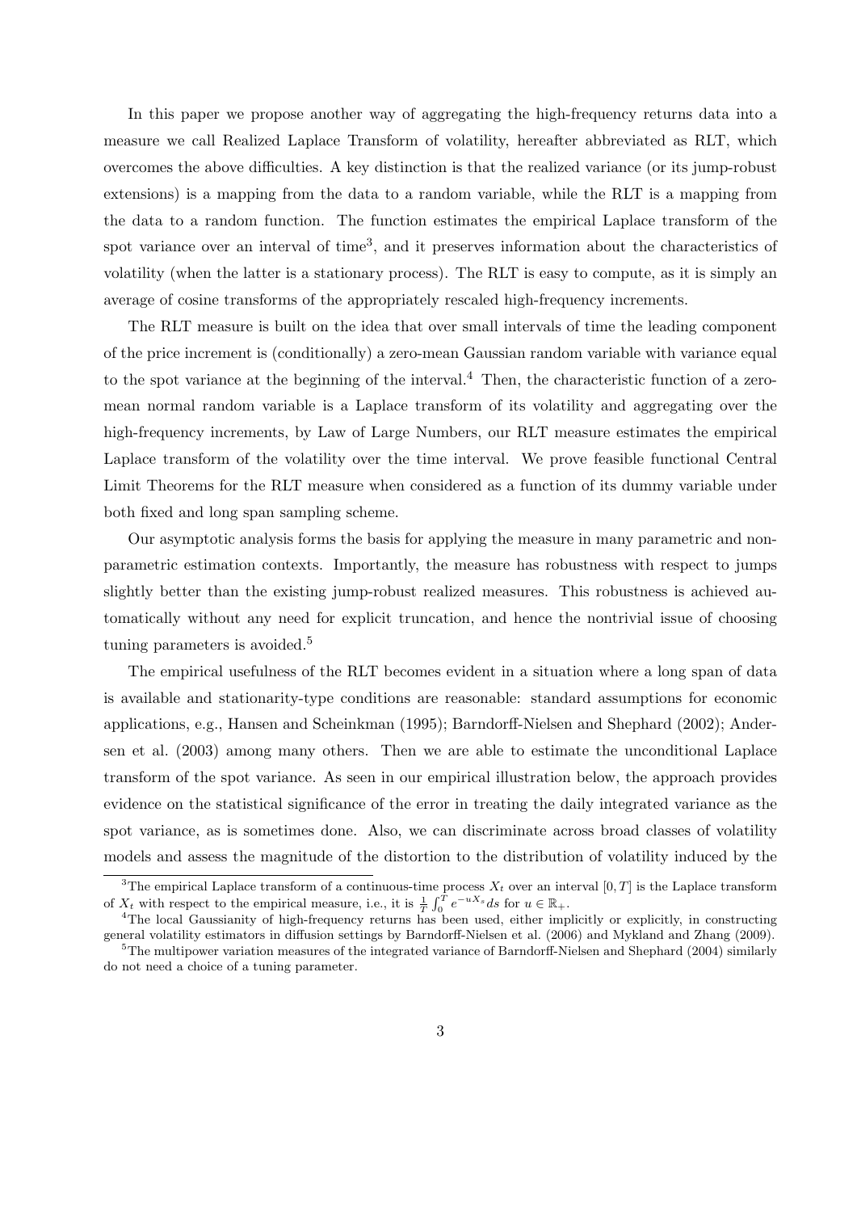In this paper we propose another way of aggregating the high-frequency returns data into a measure we call Realized Laplace Transform of volatility, hereafter abbreviated as RLT, which overcomes the above difficulties. A key distinction is that the realized variance (or its jump-robust extensions) is a mapping from the data to a random variable, while the RLT is a mapping from the data to a random function. The function estimates the empirical Laplace transform of the spot variance over an interval of time[3], and it preserves information about the characteristics of volatility (when the latter is a stationary process). The RLT is easy to compute, as it is simply an average of cosine transforms of the appropriately rescaled high-frequency increments.

The RLT measure is built on the idea that over small intervals of time the leading component of the price increment is (conditionally) a zero-mean Gaussian random variable with variance equal to the spot variance at the beginning of the interval.[4] Then, the characteristic function of a zero-mean normal random variable is a Laplace transform of its volatility and aggregating over the high-frequency increments, by Law of Large Numbers, our RLT measure estimates the empirical Laplace transform of the volatility over the time interval. We prove feasible functional Central Limit Theorems for the RLT measure when considered as a function of its dummy variable under both fixed and long span sampling scheme.

Our asymptotic analysis forms the basis for applying the measure in many parametric and non-parametric estimation contexts. Importantly, the measure has robustness with respect to jumps slightly better than the existing jump-robust realized measures. This robustness is achieved automatically without any need for explicit truncation, and hence the nontrivial issue of choosing tuning parameters is avoided.[5]

The empirical usefulness of the RLT becomes evident in a situation where a long span of data is available and stationarity-type conditions are reasonable: standard assumptions for economic applications, e.g., Hansen and Scheinkman (1995); Barndorff-Nielsen and Shephard (2002); Andersen et al. (2003) among many others. Then we are able to estimate the unconditional Laplace transform of the spot variance. As seen in our empirical illustration below, the approach provides evidence on the statistical significance of the error in treating the daily integrated variance as the spot variance, as is sometimes done. Also, we can discriminate across broad classes of volatility models and assess the magnitude of the distortion to the distribution of volatility induced by the

[3] The empirical Laplace transform of a continuous-time process $X_t$ over an interval $[0, T]$ is the Laplace transform of $X_t$ with respect to the empirical measure, i.e., it is $\frac{1}{T}\int_0^T e^{-uX_s}ds$ for $u \in \mathbb{R}_+$.

[4] The local Gaussianity of high-frequency returns has been used, either implicitly or explicitly, in constructing general volatility estimators in diffusion settings by Barndorff-Nielsen et al. (2006) and Mykland and Zhang (2009).

[5] The multipower variation measures of the integrated variance of Barndorff-Nielsen and Shephard (2004) similarly do not need a choice of a tuning parameter.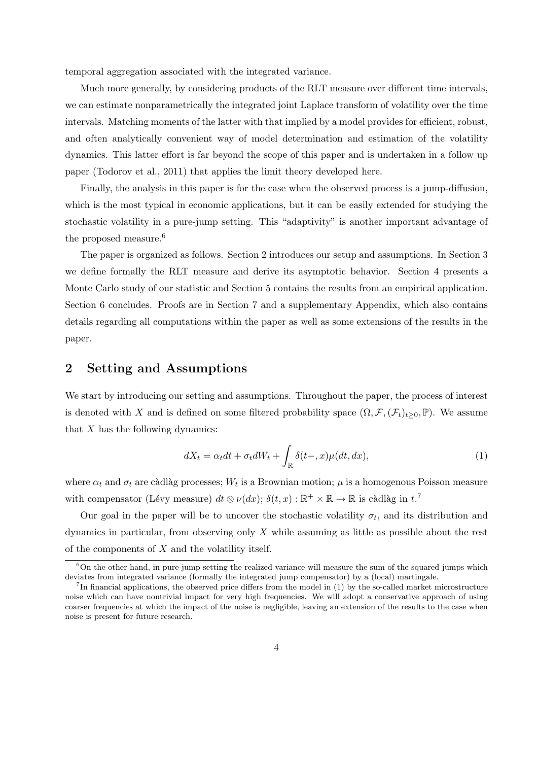temporal aggregation associated with the integrated variance.

Much more generally, by considering products of the RLT measure over different time intervals, we can estimate nonparametrically the integrated joint Laplace transform of volatility over the time intervals. Matching moments of the latter with that implied by a model provides for efficient, robust, and often analytically convenient way of model determination and estimation of the volatility dynamics. This latter effort is far beyond the scope of this paper and is undertaken in a follow up paper (Todorov et al., 2011) that applies the limit theory developed here.

Finally, the analysis in this paper is for the case when the observed process is a jump-diffusion, which is the most typical in economic applications, but it can be easily extended for studying the stochastic volatility in a pure-jump setting. This "adaptivity" is another important advantage of the proposed measure.[6]

The paper is organized as follows. Section 2 introduces our setup and assumptions. In Section 3 we define formally the RLT measure and derive its asymptotic behavior. Section 4 presents a Monte Carlo study of our statistic and Section 5 contains the results from an empirical application. Section 6 concludes. Proofs are in Section 7 and a supplementary Appendix, which also contains details regarding all computations within the paper as well as some extensions of the results in the paper.

## 2 Setting and Assumptions

We start by introducing our setting and assumptions. Throughout the paper, the process of interest is denoted with $X$ and is defined on some filtered probability space $(\Omega, \mathcal{F}, (\mathcal{F}_t)_{t\geq 0}, \mathbb{P})$. We assume that $X$ has the following dynamics:

$$dX_t = \alpha_t dt + \sigma_t dW_t + \int_{\mathbb{R}} \delta(t-, x)\mu(dt, dx), \tag{1}$$

where $\alpha_t$ and $\sigma_t$ are càdlàg processes; $W_t$ is a Brownian motion; $\mu$ is a homogenous Poisson measure with compensator (Lévy measure) $dt \otimes \nu(dx)$; $\delta(t, x) : \mathbb{R}^+ \times \mathbb{R} \to \mathbb{R}$ is càdlàg in $t$.[7]

Our goal in the paper will be to uncover the stochastic volatility $\sigma_t$, and its distribution and dynamics in particular, from observing only $X$ while assuming as little as possible about the rest of the components of $X$ and the volatility itself.

[6] On the other hand, in pure-jump setting the realized variance will measure the sum of the squared jumps which deviates from integrated variance (formally the integrated jump compensator) by a (local) martingale.

[7] In financial applications, the observed price differs from the model in (1) by the so-called market microstructure noise which can have nontrivial impact for very high frequencies. We will adopt a conservative approach of using coarser frequencies at which the impact of the noise is negligible, leaving an extension of the results to the case when noise is present for future research.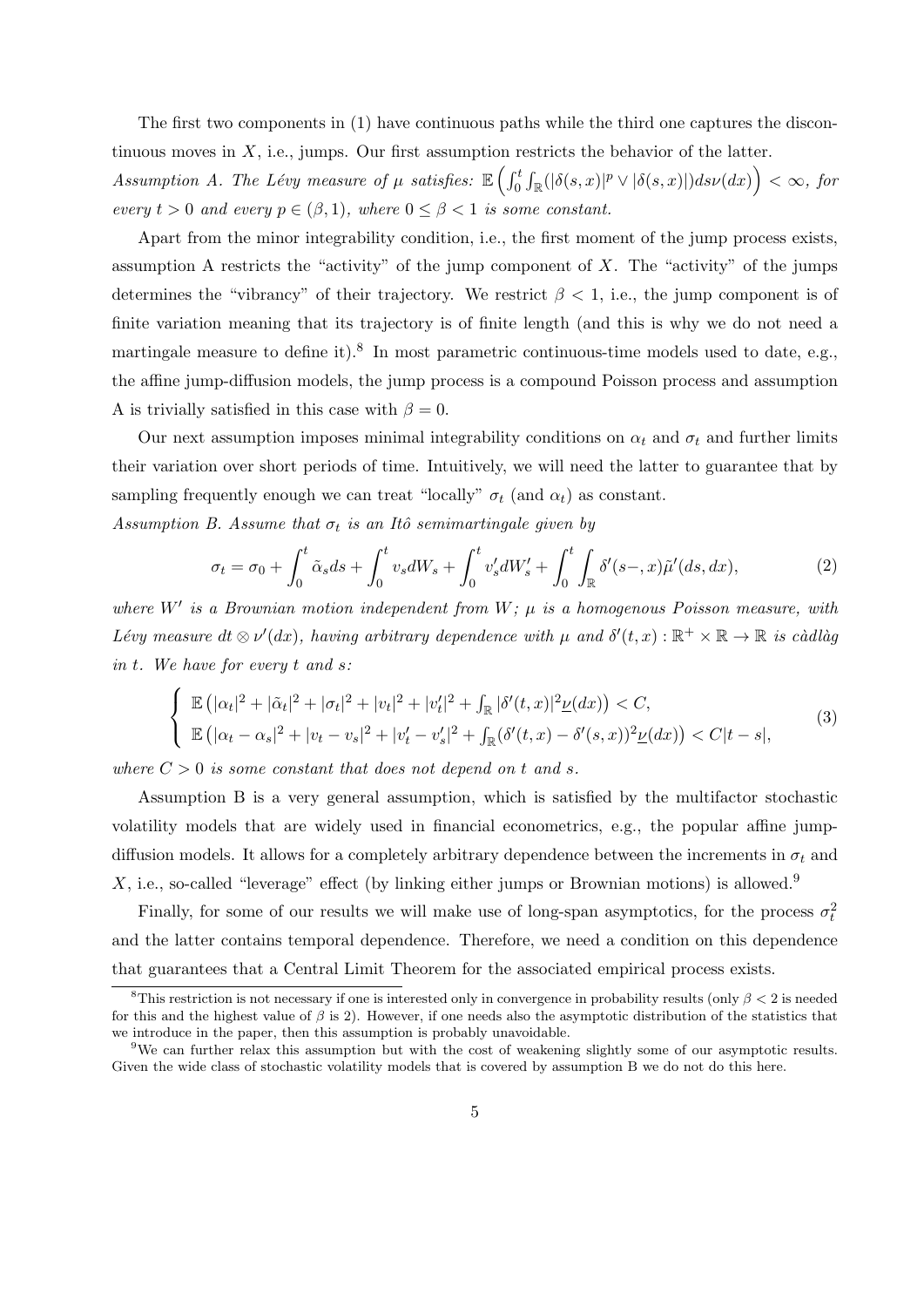The first two components in (1) have continuous paths while the third one captures the discontinuous moves in $X$, i.e., jumps. Our first assumption restricts the behavior of the latter.

*Assumption A. The Lévy measure of $\mu$ satisfies:* $\mathbb{E}\left(\int_0^t \int_{\mathbb{R}} (|\delta(s,x)|^p \vee |\delta(s,x)|) ds \nu(dx)\right) < \infty$, *for every $t > 0$ and every $p \in (\beta, 1)$, where $0 \leq \beta < 1$ is some constant.*

Apart from the minor integrability condition, i.e., the first moment of the jump process exists, assumption A restricts the "activity" of the jump component of $X$. The "activity" of the jumps determines the "vibrancy" of their trajectory. We restrict $\beta < 1$, i.e., the jump component is of finite variation meaning that its trajectory is of finite length (and this is why we do not need a martingale measure to define it).[8] In most parametric continuous-time models used to date, e.g., the affine jump-diffusion models, the jump process is a compound Poisson process and assumption A is trivially satisfied in this case with $\beta = 0$.

Our next assumption imposes minimal integrability conditions on $\alpha_t$ and $\sigma_t$ and further limits their variation over short periods of time. Intuitively, we will need the latter to guarantee that by sampling frequently enough we can treat "locally" $\sigma_t$ (and $\alpha_t$) as constant.

*Assumption B. Assume that $\sigma_t$ is an Itô semimartingale given by*

$$\sigma_t = \sigma_0 + \int_0^t \tilde{\alpha}_s ds + \int_0^t v_s dW_s + \int_0^t v_s' dW_s' + \int_0^t \int_{\mathbb{R}} \delta'(s-, x) \tilde{\mu}'(ds, dx), \tag{2}$$

*where $W'$ is a Brownian motion independent from $W$; $\mu$ is a homogenous Poisson measure, with Lévy measure $dt \otimes \nu'(dx)$, having arbitrary dependence with $\mu$ and $\delta'(t,x) : \mathbb{R}^+ \times \mathbb{R} \to \mathbb{R}$ is càdlàg in $t$. We have for every $t$ and $s$:*

$$\begin{cases} \mathbb{E}\left(|\alpha_t|^2 + |\tilde{\alpha}_t|^2 + |\sigma_t|^2 + |v_t|^2 + |v_t'|^2 + \int_{\mathbb{R}} |\delta'(t,x)|^2 \underline{\nu}(dx)\right) < C, \\ \mathbb{E}\left(|\alpha_t - \alpha_s|^2 + |v_t - v_s|^2 + |v_t' - v_s'|^2 + \int_{\mathbb{R}} (\delta'(t,x) - \delta'(s,x))^2 \underline{\nu}(dx)\right) < C|t-s|, \end{cases} \tag{3}$$

*where $C > 0$ is some constant that does not depend on $t$ and $s$.*

Assumption B is a very general assumption, which is satisfied by the multifactor stochastic volatility models that are widely used in financial econometrics, e.g., the popular affine jump-diffusion models. It allows for a completely arbitrary dependence between the increments in $\sigma_t$ and $X$, i.e., so-called "leverage" effect (by linking either jumps or Brownian motions) is allowed.[9]

Finally, for some of our results we will make use of long-span asymptotics, for the process $\sigma_t^2$ and the latter contains temporal dependence. Therefore, we need a condition on this dependence that guarantees that a Central Limit Theorem for the associated empirical process exists.

[8] This restriction is not necessary if one is interested only in convergence in probability results (only $\beta < 2$ is needed for this and the highest value of $\beta$ is 2). However, if one needs also the asymptotic distribution of the statistics that we introduce in the paper, then this assumption is probably unavoidable.

[9] We can further relax this assumption but with the cost of weakening slightly some of our asymptotic results. Given the wide class of stochastic volatility models that is covered by assumption B we do not do this here.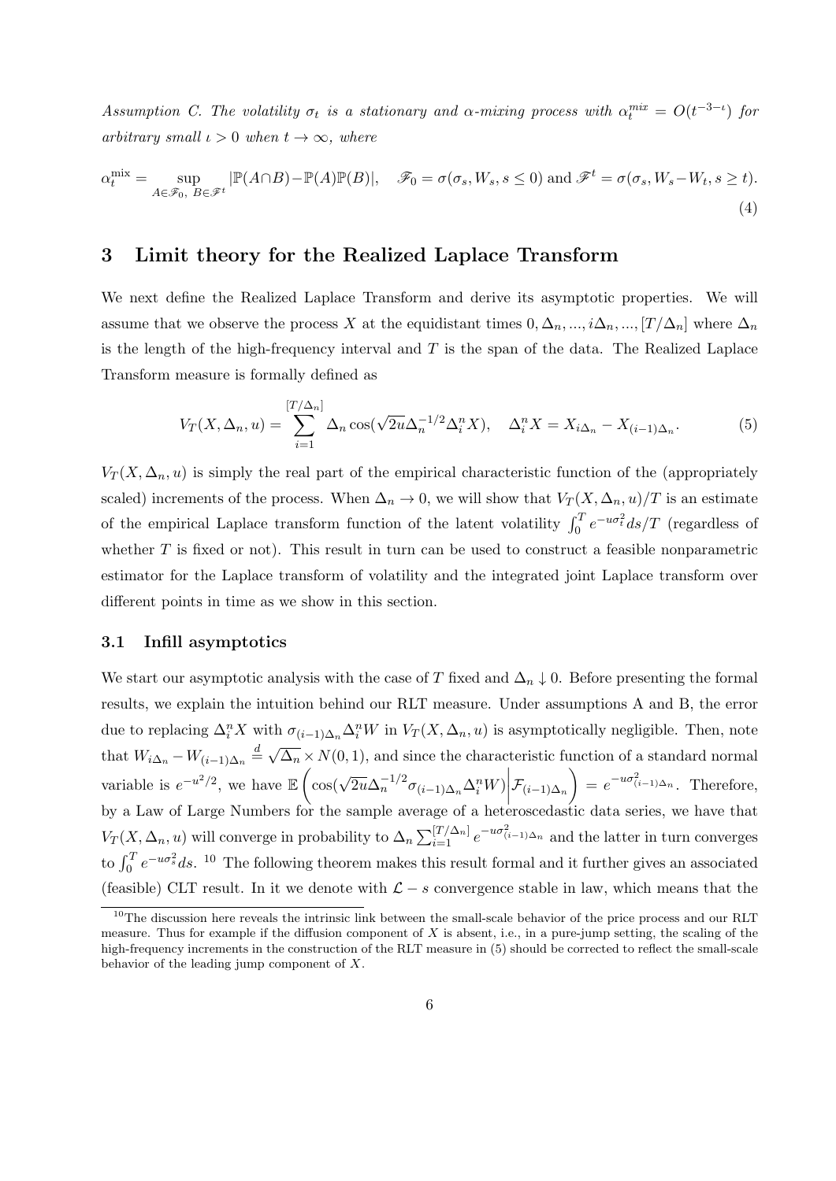*Assumption C. The volatility $\sigma_t$ is a stationary and $\alpha$-mixing process with $\alpha_t^{mix} = O(t^{-3-\iota})$ for arbitrary small $\iota > 0$ when $t \to \infty$, where*

$$\alpha_t^{\text{mix}} = \sup_{A \in \mathscr{F}_0,\ B \in \mathscr{F}^t} |\mathbb{P}(A \cap B) - \mathbb{P}(A)\mathbb{P}(B)|, \quad \mathscr{F}_0 = \sigma(\sigma_s, W_s, s \leq 0) \text{ and } \mathscr{F}^t = \sigma(\sigma_s, W_s - W_t, s \geq t). \tag{4}$$

## 3 Limit theory for the Realized Laplace Transform

We next define the Realized Laplace Transform and derive its asymptotic properties. We will assume that we observe the process $X$ at the equidistant times $0, \Delta_n, ..., i\Delta_n, ..., [T/\Delta_n]$ where $\Delta_n$ is the length of the high-frequency interval and $T$ is the span of the data. The Realized Laplace Transform measure is formally defined as

$$V_T(X, \Delta_n, u) = \sum_{i=1}^{[T/\Delta_n]} \Delta_n \cos(\sqrt{2u}\Delta_n^{-1/2}\Delta_i^n X), \quad \Delta_i^n X = X_{i\Delta_n} - X_{(i-1)\Delta_n}. \tag{5}$$

$V_T(X, \Delta_n, u)$ is simply the real part of the empirical characteristic function of the (appropriately scaled) increments of the process. When $\Delta_n \to 0$, we will show that $V_T(X, \Delta_n, u)/T$ is an estimate of the empirical Laplace transform function of the latent volatility $\int_0^T e^{-u\sigma_t^2} ds/T$ (regardless of whether $T$ is fixed or not). This result in turn can be used to construct a feasible nonparametric estimator for the Laplace transform of volatility and the integrated joint Laplace transform over different points in time as we show in this section.

### 3.1 Infill asymptotics

We start our asymptotic analysis with the case of $T$ fixed and $\Delta_n \downarrow 0$. Before presenting the formal results, we explain the intuition behind our RLT measure. Under assumptions A and B, the error due to replacing $\Delta_i^n X$ with $\sigma_{(i-1)\Delta_n}\Delta_i^n W$ in $V_T(X, \Delta_n, u)$ is asymptotically negligible. Then, note that $W_{i\Delta_n} - W_{(i-1)\Delta_n} \overset{d}{=} \sqrt{\Delta_n} \times N(0, 1)$, and since the characteristic function of a standard normal variable is $e^{-u^2/2}$, we have $\mathbb{E}\left(\cos(\sqrt{2u}\Delta_n^{-1/2}\sigma_{(i-1)\Delta_n}\Delta_i^n W)\middle|\mathcal{F}_{(i-1)\Delta_n}\right) = e^{-u\sigma^2_{(i-1)\Delta_n}}$. Therefore, by a Law of Large Numbers for the sample average of a heteroscedastic data series, we have that $V_T(X, \Delta_n, u)$ will converge in probability to $\Delta_n \sum_{i=1}^{[T/\Delta_n]} e^{-u\sigma^2_{(i-1)\Delta_n}}$ and the latter in turn converges to $\int_0^T e^{-u\sigma_s^2} ds$. [10] The following theorem makes this result formal and it further gives an associated (feasible) CLT result. In it we denote with $\mathcal{L} - s$ convergence stable in law, which means that the

[10] The discussion here reveals the intrinsic link between the small-scale behavior of the price process and our RLT measure. Thus for example if the diffusion component of $X$ is absent, i.e., in a pure-jump setting, the scaling of the high-frequency increments in the construction of the RLT measure in (5) should be corrected to reflect the small-scale behavior of the leading jump component of $X$.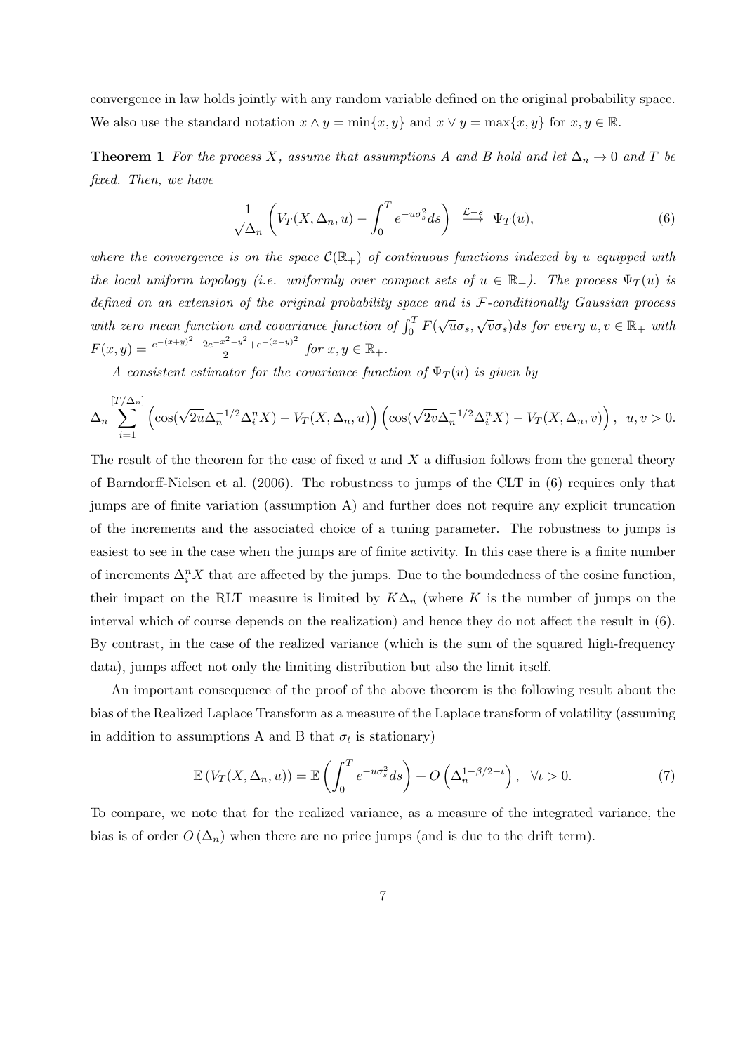convergence in law holds jointly with any random variable defined on the original probability space. We also use the standard notation $x \wedge y = \min\{x, y\}$ and $x \vee y = \max\{x, y\}$ for $x, y \in \mathbb{R}$.

**Theorem 1** *For the process $X$, assume that assumptions A and B hold and let $\Delta_n \to 0$ and $T$ be fixed. Then, we have*

$$\frac{1}{\sqrt{\Delta_n}}\left(V_T(X, \Delta_n, u) - \int_0^T e^{-u\sigma_s^2} ds\right) \xrightarrow{\mathcal{L}-s} \Psi_T(u), \tag{6}$$

*where the convergence is on the space $\mathcal{C}(\mathbb{R}_+)$ of continuous functions indexed by $u$ equipped with the local uniform topology (i.e. uniformly over compact sets of $u \in \mathbb{R}_+$). The process $\Psi_T(u)$ is defined on an extension of the original probability space and is $\mathcal{F}$-conditionally Gaussian process with zero mean function and covariance function of $\int_0^T F(\sqrt{u}\sigma_s, \sqrt{v}\sigma_s)ds$ for every $u, v \in \mathbb{R}_+$ with $F(x, y) = \frac{e^{-(x+y)^2} - 2e^{-x^2-y^2} + e^{-(x-y)^2}}{2}$ for $x, y \in \mathbb{R}_+$.*

*A consistent estimator for the covariance function of $\Psi_T(u)$ is given by*

$$\Delta_n \sum_{i=1}^{[T/\Delta_n]} \left(\cos(\sqrt{2u}\Delta_n^{-1/2}\Delta_i^n X) - V_T(X, \Delta_n, u)\right)\left(\cos(\sqrt{2v}\Delta_n^{-1/2}\Delta_i^n X) - V_T(X, \Delta_n, v)\right), \ \ u, v > 0.$$

The result of the theorem for the case of fixed $u$ and $X$ a diffusion follows from the general theory of Barndorff-Nielsen et al. (2006). The robustness to jumps of the CLT in (6) requires only that jumps are of finite variation (assumption A) and further does not require any explicit truncation of the increments and the associated choice of a tuning parameter. The robustness to jumps is easiest to see in the case when the jumps are of finite activity. In this case there is a finite number of increments $\Delta_i^n X$ that are affected by the jumps. Due to the boundedness of the cosine function, their impact on the RLT measure is limited by $K\Delta_n$ (where $K$ is the number of jumps on the interval which of course depends on the realization) and hence they do not affect the result in (6). By contrast, in the case of the realized variance (which is the sum of the squared high-frequency data), jumps affect not only the limiting distribution but also the limit itself.

An important consequence of the proof of the above theorem is the following result about the bias of the Realized Laplace Transform as a measure of the Laplace transform of volatility (assuming in addition to assumptions A and B that $\sigma_t$ is stationary)

$$\mathbb{E}\left(V_T(X, \Delta_n, u)\right) = \mathbb{E}\left(\int_0^T e^{-u\sigma_s^2} ds\right) + O\left(\Delta_n^{1-\beta/2-\iota}\right), \ \ \forall \iota > 0. \tag{7}$$

To compare, we note that for the realized variance, as a measure of the integrated variance, the bias is of order $O(\Delta_n)$ when there are no price jumps (and is due to the drift term).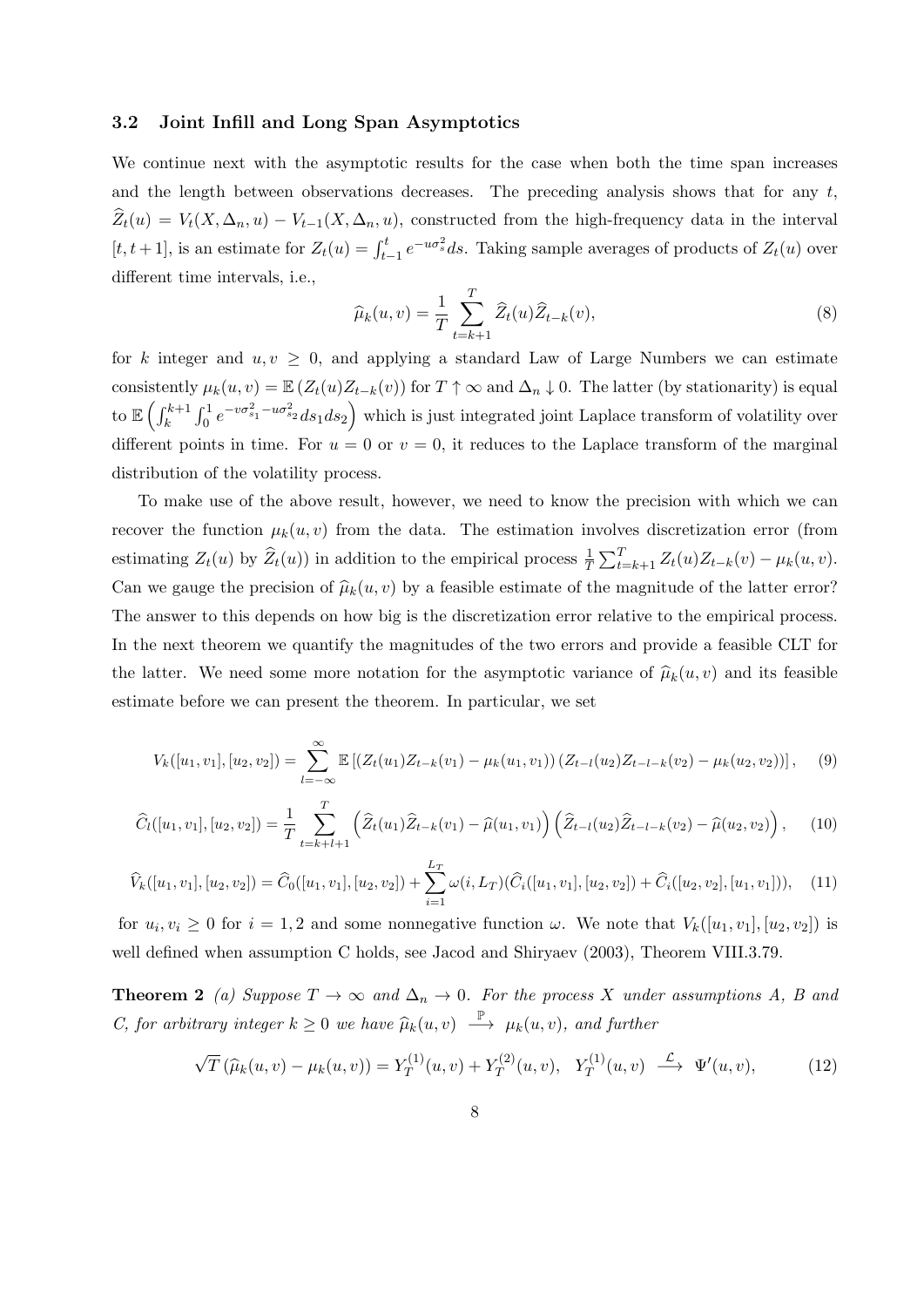### 3.2 Joint Infill and Long Span Asymptotics

We continue next with the asymptotic results for the case when both the time span increases and the length between observations decreases. The preceding analysis shows that for any $t$, $\widehat{Z}_t(u) = V_t(X, \Delta_n, u) - V_{t-1}(X, \Delta_n, u)$, constructed from the high-frequency data in the interval $[t, t+1]$, is an estimate for $Z_t(u) = \int_{t-1}^{t} e^{-u\sigma_s^2} ds$. Taking sample averages of products of $Z_t(u)$ over different time intervals, i.e.,

$$\widehat{\mu}_k(u, v) = \frac{1}{T} \sum_{t=k+1}^{T} \widehat{Z}_t(u) \widehat{Z}_{t-k}(v), \tag{8}$$

for $k$ integer and $u, v \geq 0$, and applying a standard Law of Large Numbers we can estimate consistently $\mu_k(u, v) = \mathbb{E}\left(Z_t(u) Z_{t-k}(v)\right)$ for $T \uparrow \infty$ and $\Delta_n \downarrow 0$. The latter (by stationarity) is equal to $\mathbb{E}\left(\int_k^{k+1} \int_0^1 e^{-v\sigma_{s_1}^2 - u\sigma_{s_2}^2} ds_1 ds_2\right)$ which is just integrated joint Laplace transform of volatility over different points in time. For $u = 0$ or $v = 0$, it reduces to the Laplace transform of the marginal distribution of the volatility process.

To make use of the above result, however, we need to know the precision with which we can recover the function $\mu_k(u, v)$ from the data. The estimation involves discretization error (from estimating $Z_t(u)$ by $\widehat{Z}_t(u)$) in addition to the empirical process $\frac{1}{T}\sum_{t=k+1}^{T} Z_t(u) Z_{t-k}(v) - \mu_k(u, v)$. Can we gauge the precision of $\widehat{\mu}_k(u, v)$ by a feasible estimate of the magnitude of the latter error? The answer to this depends on how big is the discretization error relative to the empirical process. In the next theorem we quantify the magnitudes of the two errors and provide a feasible CLT for the latter. We need some more notation for the asymptotic variance of $\widehat{\mu}_k(u, v)$ and its feasible estimate before we can present the theorem. In particular, we set

$$V_k([u_1, v_1], [u_2, v_2]) = \sum_{l=-\infty}^{\infty} \mathbb{E}\left[\left(Z_t(u_1) Z_{t-k}(v_1) - \mu_k(u_1, v_1)\right)\left(Z_{t-l}(u_2) Z_{t-l-k}(v_2) - \mu_k(u_2, v_2)\right)\right], \tag{9}$$

$$\widehat{C}_l([u_1, v_1], [u_2, v_2]) = \frac{1}{T} \sum_{t=k+l+1}^{T} \left(\widehat{Z}_t(u_1) \widehat{Z}_{t-k}(v_1) - \widehat{\mu}(u_1, v_1)\right)\left(\widehat{Z}_{t-l}(u_2) \widehat{Z}_{t-l-k}(v_2) - \widehat{\mu}(u_2, v_2)\right), \tag{10}$$

$$\widehat{V}_k([u_1, v_1], [u_2, v_2]) = \widehat{C}_0([u_1, v_1], [u_2, v_2]) + \sum_{i=1}^{L_T} \omega(i, L_T)(\widehat{C}_i([u_1, v_1], [u_2, v_2]) + \widehat{C}_i([u_2, v_2], [u_1, v_1])), \tag{11}$$

for $u_i, v_i \geq 0$ for $i = 1, 2$ and some nonnegative function $\omega$. We note that $V_k([u_1, v_1], [u_2, v_2])$ is well defined when assumption C holds, see Jacod and Shiryaev (2003), Theorem VIII.3.79.

**Theorem 2** *(a) Suppose $T \to \infty$ and $\Delta_n \to 0$. For the process $X$ under assumptions A, B and C, for arbitrary integer $k \geq 0$ we have $\widehat{\mu}_k(u, v) \stackrel{\mathbb{P}}{\longrightarrow} \mu_k(u, v)$, and further*

$$\sqrt{T}\left(\widehat{\mu}_k(u, v) - \mu_k(u, v)\right) = Y_T^{(1)}(u, v) + Y_T^{(2)}(u, v), \quad Y_T^{(1)}(u, v) \stackrel{\mathcal{L}}{\longrightarrow} \Psi'(u, v), \tag{12}$$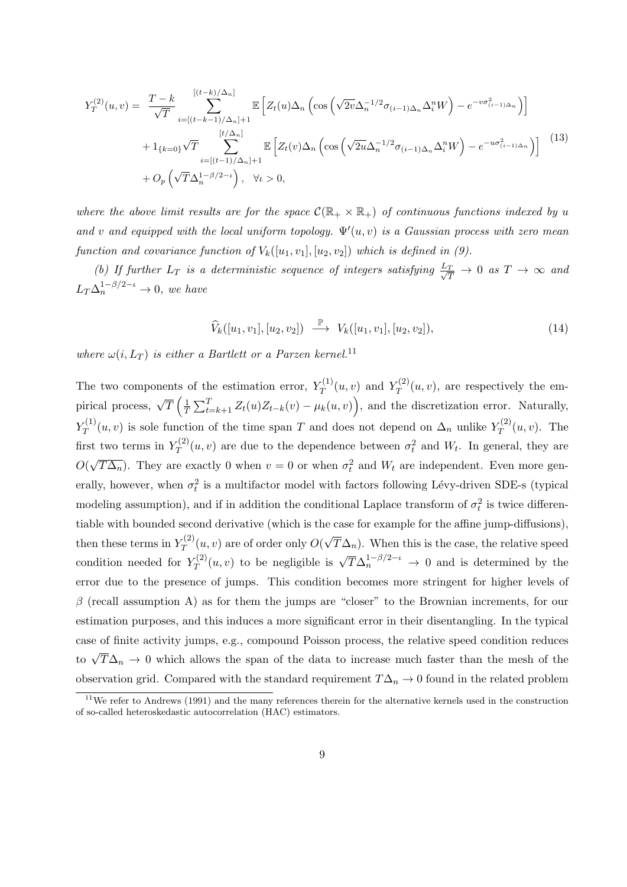$$
\begin{aligned}
Y_T^{(2)}(u,v) = &\ \frac{T-k}{\sqrt{T}} \sum_{i=[(t-k-1)/\Delta_n]+1}^{[(t-k)/\Delta_n]} \mathbb{E}\left[ Z_t(u)\Delta_n \left( \cos\left(\sqrt{2v}\Delta_n^{-1/2}\sigma_{(i-1)\Delta_n}\Delta_i^n W\right) - e^{-v\sigma^2_{(i-1)\Delta_n}} \right)\right] \\
&+ 1_{\{k=0\}}\sqrt{T} \sum_{i=[(t-1)/\Delta_n]+1}^{[t/\Delta_n]} \mathbb{E}\left[ Z_t(v)\Delta_n \left( \cos\left(\sqrt{2u}\Delta_n^{-1/2}\sigma_{(i-1)\Delta_n}\Delta_i^n W\right) - e^{-u\sigma^2_{(i-1)\Delta_n}} \right)\right] \\
&+ O_p\left(\sqrt{T}\Delta_n^{1-\beta/2-\iota}\right), \quad \forall \iota > 0,
\end{aligned}
\tag{13}
$$

*where the above limit results are for the space $\mathcal{C}(\mathbb{R}_+ \times \mathbb{R}_+)$ of continuous functions indexed by $u$ and $v$ and equipped with the local uniform topology. $\Psi'(u,v)$ is a Gaussian process with zero mean function and covariance function of $V_k([u_1,v_1],[u_2,v_2])$ which is defined in (9).*

*(b) If further $L_T$ is a deterministic sequence of integers satisfying $\frac{L_T}{\sqrt{T}} \to 0$ as $T \to \infty$ and $L_T\Delta_n^{1-\beta/2-\iota} \to 0$, we have*

$$
\widehat{V}_k([u_1,v_1],[u_2,v_2]) \ \stackrel{\mathbb{P}}{\longrightarrow}\ V_k([u_1,v_1],[u_2,v_2]), \tag{14}
$$

*where $\omega(i, L_T)$ is either a Bartlett or a Parzen kernel.*[11]

The two components of the estimation error, $Y_T^{(1)}(u,v)$ and $Y_T^{(2)}(u,v)$, are respectively the empirical process, $\sqrt{T}\left(\frac{1}{T}\sum_{t=k+1}^{T} Z_t(u)Z_{t-k}(v) - \mu_k(u,v)\right)$, and the discretization error. Naturally, $Y_T^{(1)}(u,v)$ is sole function of the time span $T$ and does not depend on $\Delta_n$ unlike $Y_T^{(2)}(u,v)$. The first two terms in $Y_T^{(2)}(u,v)$ are due to the dependence between $\sigma_t^2$ and $W_t$. In general, they are $O(\sqrt{T\Delta_n})$. They are exactly 0 when $v = 0$ or when $\sigma_t^2$ and $W_t$ are independent. Even more generally, however, when $\sigma_t^2$ is a multifactor model with factors following Lévy-driven SDE-s (typical modeling assumption), and if in addition the conditional Laplace transform of $\sigma_t^2$ is twice differentiable with bounded second derivative (which is the case for example for the affine jump-diffusions), then these terms in $Y_T^{(2)}(u,v)$ are of order only $O(\sqrt{T}\Delta_n)$. When this is the case, the relative speed condition needed for $Y_T^{(2)}(u,v)$ to be negligible is $\sqrt{T}\Delta_n^{1-\beta/2-\iota} \to 0$ and is determined by the error due to the presence of jumps. This condition becomes more stringent for higher levels of $\beta$ (recall assumption A) as for them the jumps are "closer" to the Brownian increments, for our estimation purposes, and this induces a more significant error in their disentangling. In the typical case of finite activity jumps, e.g., compound Poisson process, the relative speed condition reduces to $\sqrt{T}\Delta_n \to 0$ which allows the span of the data to increase much faster than the mesh of the observation grid. Compared with the standard requirement $T\Delta_n \to 0$ found in the related problem

[11] We refer to Andrews (1991) and the many references therein for the alternative kernels used in the construction of so-called heteroskedastic autocorrelation (HAC) estimators.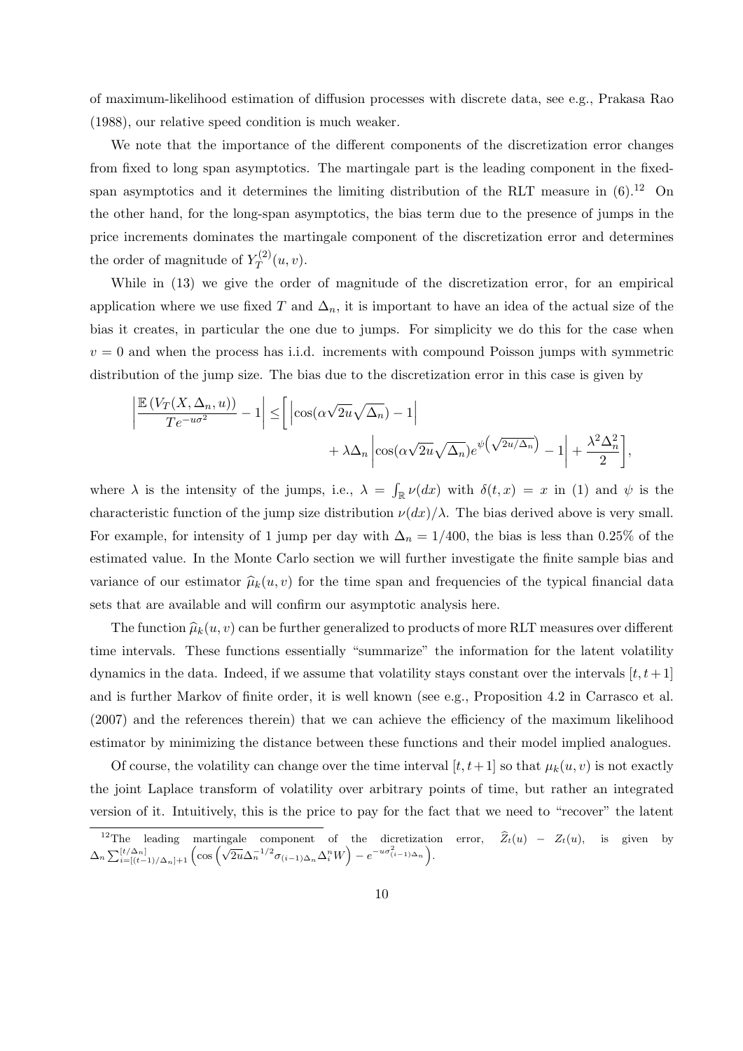of maximum-likelihood estimation of diffusion processes with discrete data, see e.g., Prakasa Rao (1988), our relative speed condition is much weaker.

We note that the importance of the different components of the discretization error changes from fixed to long span asymptotics. The martingale part is the leading component in the fixed-span asymptotics and it determines the limiting distribution of the RLT measure in (6).[12] On the other hand, for the long-span asymptotics, the bias term due to the presence of jumps in the price increments dominates the martingale component of the discretization error and determines the order of magnitude of $Y_T^{(2)}(u,v)$.

While in (13) we give the order of magnitude of the discretization error, for an empirical application where we use fixed $T$ and $\Delta_n$, it is important to have an idea of the actual size of the bias it creates, in particular the one due to jumps. For simplicity we do this for the case when $v = 0$ and when the process has i.i.d. increments with compound Poisson jumps with symmetric distribution of the jump size. The bias due to the discretization error in this case is given by

$$\left|\frac{\mathbb{E}\left(V_T(X,\Delta_n,u)\right)}{Te^{-u\sigma^2}} - 1\right| \leq \Bigg[\left|\cos(\alpha\sqrt{2u}\sqrt{\Delta_n}) - 1\right| + \lambda\Delta_n\left|\cos(\alpha\sqrt{2u}\sqrt{\Delta_n})e^{\psi\left(\sqrt{2u/\Delta_n}\right)} - 1\right| + \frac{\lambda^2\Delta_n^2}{2}\Bigg],$$

where $\lambda$ is the intensity of the jumps, i.e., $\lambda = \int_{\mathbb{R}} \nu(dx)$ with $\delta(t,x) = x$ in (1) and $\psi$ is the characteristic function of the jump size distribution $\nu(dx)/\lambda$. The bias derived above is very small. For example, for intensity of 1 jump per day with $\Delta_n = 1/400$, the bias is less than 0.25% of the estimated value. In the Monte Carlo section we will further investigate the finite sample bias and variance of our estimator $\widehat{\mu}_k(u,v)$ for the time span and frequencies of the typical financial data sets that are available and will confirm our asymptotic analysis here.

The function $\widehat{\mu}_k(u,v)$ can be further generalized to products of more RLT measures over different time intervals. These functions essentially "summarize" the information for the latent volatility dynamics in the data. Indeed, if we assume that volatility stays constant over the intervals $[t,t+1]$ and is further Markov of finite order, it is well known (see e.g., Proposition 4.2 in Carrasco et al. (2007) and the references therein) that we can achieve the efficiency of the maximum likelihood estimator by minimizing the distance between these functions and their model implied analogues.

Of course, the volatility can change over the time interval $[t,t+1]$ so that $\mu_k(u,v)$ is not exactly the joint Laplace transform of volatility over arbitrary points of time, but rather an integrated version of it. Intuitively, this is the price to pay for the fact that we need to "recover" the latent

[12] The leading martingale component of the dicretization error, $\widehat{Z}_t(u) - Z_t(u)$, is given by $\Delta_n \sum_{i=[(t-1)/\Delta_n]+1}^{[t/\Delta_n]} \left(\cos\left(\sqrt{2u}\Delta_n^{-1/2}\sigma_{(i-1)\Delta_n}\Delta_i^n W\right) - e^{-u\sigma^2_{(i-1)\Delta_n}}\right)$.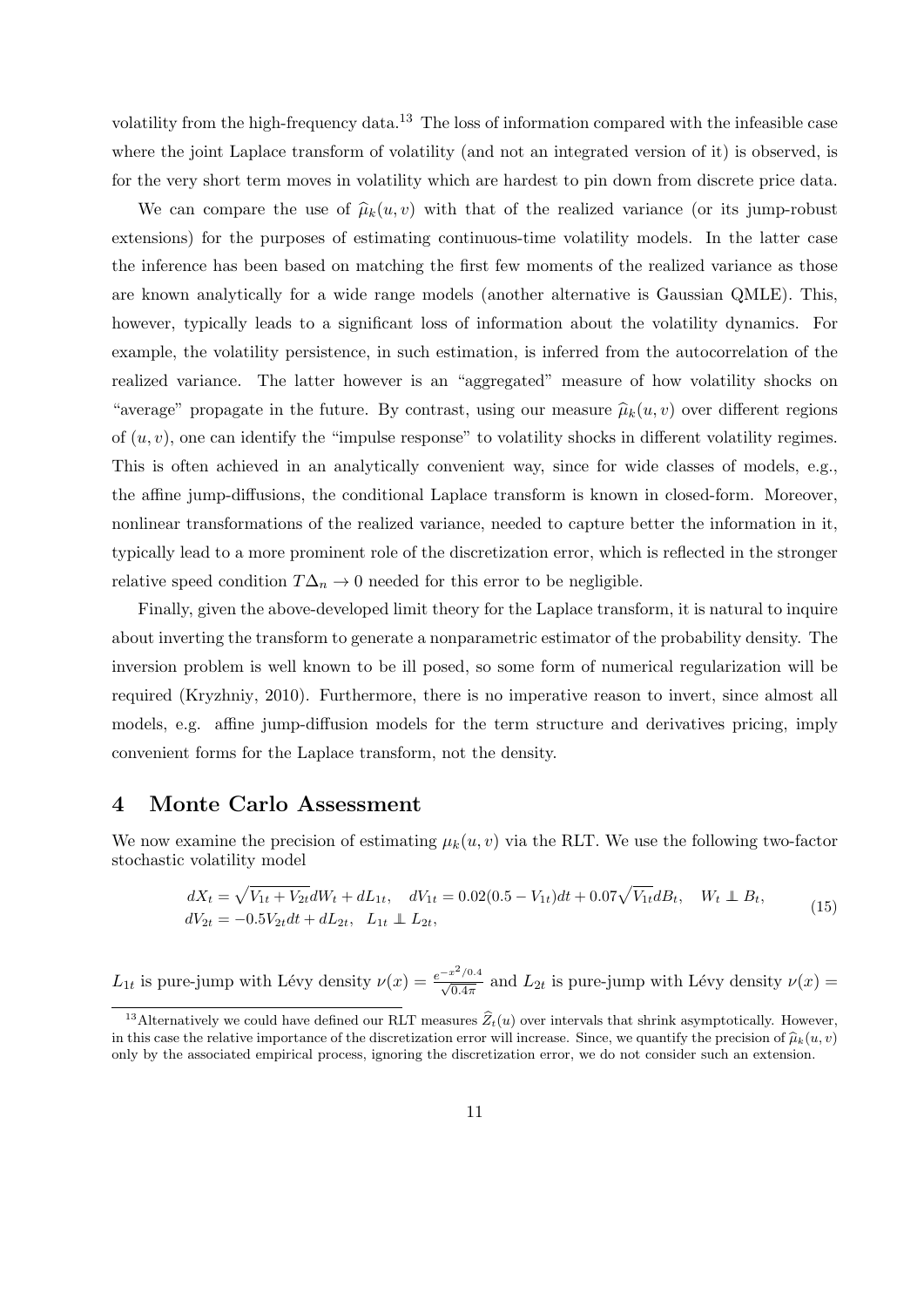volatility from the high-frequency data.[13] The loss of information compared with the infeasible case where the joint Laplace transform of volatility (and not an integrated version of it) is observed, is for the very short term moves in volatility which are hardest to pin down from discrete price data.

We can compare the use of $\widehat{\mu}_k(u,v)$ with that of the realized variance (or its jump-robust extensions) for the purposes of estimating continuous-time volatility models. In the latter case the inference has been based on matching the first few moments of the realized variance as those are known analytically for a wide range models (another alternative is Gaussian QMLE). This, however, typically leads to a significant loss of information about the volatility dynamics. For example, the volatility persistence, in such estimation, is inferred from the autocorrelation of the realized variance. The latter however is an "aggregated" measure of how volatility shocks on "average" propagate in the future. By contrast, using our measure $\widehat{\mu}_k(u,v)$ over different regions of $(u,v)$, one can identify the "impulse response" to volatility shocks in different volatility regimes. This is often achieved in an analytically convenient way, since for wide classes of models, e.g., the affine jump-diffusions, the conditional Laplace transform is known in closed-form. Moreover, nonlinear transformations of the realized variance, needed to capture better the information in it, typically lead to a more prominent role of the discretization error, which is reflected in the stronger relative speed condition $T\Delta_n \to 0$ needed for this error to be negligible.

Finally, given the above-developed limit theory for the Laplace transform, it is natural to inquire about inverting the transform to generate a nonparametric estimator of the probability density. The inversion problem is well known to be ill posed, so some form of numerical regularization will be required (Kryzhniy, 2010). Furthermore, there is no imperative reason to invert, since almost all models, e.g. affine jump-diffusion models for the term structure and derivatives pricing, imply convenient forms for the Laplace transform, not the density.

## 4 Monte Carlo Assessment

We now examine the precision of estimating $\mu_k(u,v)$ via the RLT. We use the following two-factor stochastic volatility model

$$
\begin{aligned}
&dX_t = \sqrt{V_{1t}+V_{2t}}dW_t + dL_{1t}, \quad dV_{1t} = 0.02(0.5 - V_{1t})dt + 0.07\sqrt{V_{1t}}dB_t, \quad W_t \perp\!\!\!\perp B_t, \\
&dV_{2t} = -0.5V_{2t}dt + dL_{2t}, \quad L_{1t} \perp\!\!\!\perp L_{2t},
\end{aligned}
\tag{15}
$$

$L_{1t}$ is pure-jump with Lévy density $\nu(x) = \frac{e^{-x^2/0.4}}{\sqrt{0.4\pi}}$ and $L_{2t}$ is pure-jump with Lévy density $\nu(x) =$

[13] Alternatively we could have defined our RLT measures $\widehat{Z}_t(u)$ over intervals that shrink asymptotically. However, in this case the relative importance of the discretization error will increase. Since, we quantify the precision of $\widehat{\mu}_k(u,v)$ only by the associated empirical process, ignoring the discretization error, we do not consider such an extension.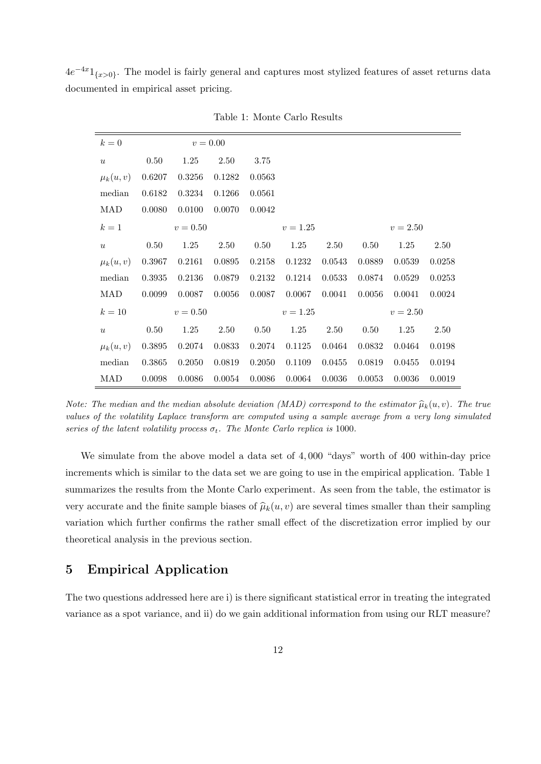$4e^{-4x}1_{\{x>0\}}$. The model is fairly general and captures most stylized features of asset returns data documented in empirical asset pricing.

Table 1: Monte Carlo Results

| $k = 0$ | | $v = 0.00$ | | | | | | | |
|---|---|---|---|---|---|---|---|---|---|
| $u$ | 0.50 | 1.25 | 2.50 | 3.75 | | | | | |
| $\mu_k(u,v)$ | 0.6207 | 0.3256 | 0.1282 | 0.0563 | | | | | |
| median | 0.6182 | 0.3234 | 0.1266 | 0.0561 | | | | | |
| MAD | 0.0080 | 0.0100 | 0.0070 | 0.0042 | | | | | |
| $k = 1$ | | $v = 0.50$ | | | $v = 1.25$ | | | $v = 2.50$ | |
| $u$ | 0.50 | 1.25 | 2.50 | 0.50 | 1.25 | 2.50 | 0.50 | 1.25 | 2.50 |
| $\mu_k(u,v)$ | 0.3967 | 0.2161 | 0.0895 | 0.2158 | 0.1232 | 0.0543 | 0.0889 | 0.0539 | 0.0258 |
| median | 0.3935 | 0.2136 | 0.0879 | 0.2132 | 0.1214 | 0.0533 | 0.0874 | 0.0529 | 0.0253 |
| MAD | 0.0099 | 0.0087 | 0.0056 | 0.0087 | 0.0067 | 0.0041 | 0.0056 | 0.0041 | 0.0024 |
| $k = 10$ | | $v = 0.50$ | | | $v = 1.25$ | | | $v = 2.50$ | |
| $u$ | 0.50 | 1.25 | 2.50 | 0.50 | 1.25 | 2.50 | 0.50 | 1.25 | 2.50 |
| $\mu_k(u,v)$ | 0.3895 | 0.2074 | 0.0833 | 0.2074 | 0.1125 | 0.0464 | 0.0832 | 0.0464 | 0.0198 |
| median | 0.3865 | 0.2050 | 0.0819 | 0.2050 | 0.1109 | 0.0455 | 0.0819 | 0.0455 | 0.0194 |
| MAD | 0.0098 | 0.0086 | 0.0054 | 0.0086 | 0.0064 | 0.0036 | 0.0053 | 0.0036 | 0.0019 |

*Note: The median and the median absolute deviation (MAD) correspond to the estimator $\widehat{\mu}_k(u,v)$. The true values of the volatility Laplace transform are computed using a sample average from a very long simulated series of the latent volatility process $\sigma_t$. The Monte Carlo replica is 1000.*

We simulate from the above model a data set of 4,000 "days" worth of 400 within-day price increments which is similar to the data set we are going to use in the empirical application. Table 1 summarizes the results from the Monte Carlo experiment. As seen from the table, the estimator is very accurate and the finite sample biases of $\widehat{\mu}_k(u,v)$ are several times smaller than their sampling variation which further confirms the rather small effect of the discretization error implied by our theoretical analysis in the previous section.

## 5 Empirical Application

The two questions addressed here are i) is there significant statistical error in treating the integrated variance as a spot variance, and ii) do we gain additional information from using our RLT measure?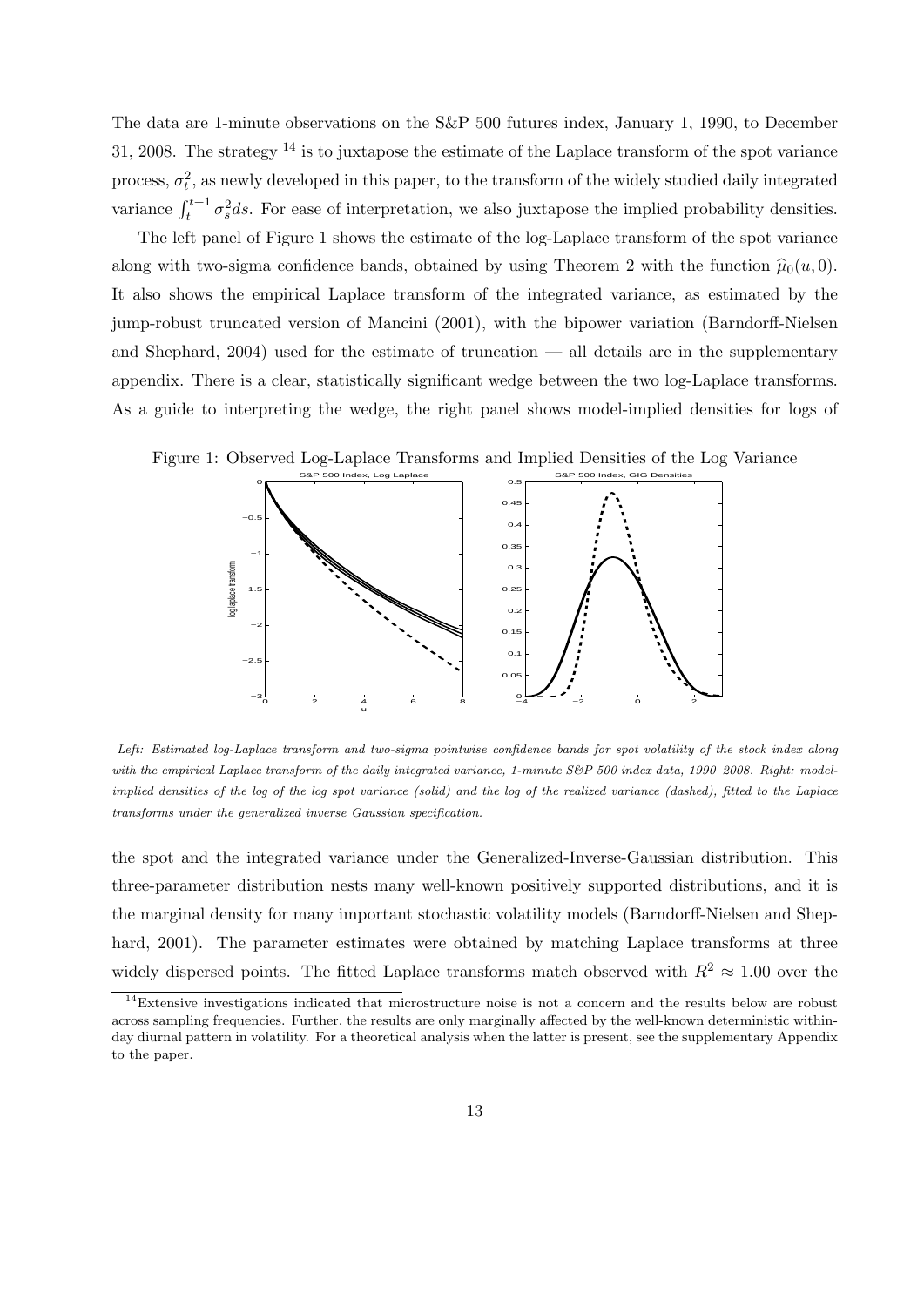The data are 1-minute observations on the S&P 500 futures index, January 1, 1990, to December 31, 2008. The strategy [14] is to juxtapose the estimate of the Laplace transform of the spot variance process, $\sigma_t^2$, as newly developed in this paper, to the transform of the widely studied daily integrated variance $\int_t^{t+1} \sigma_s^2 ds$. For ease of interpretation, we also juxtapose the implied probability densities.

The left panel of Figure 1 shows the estimate of the log-Laplace transform of the spot variance along with two-sigma confidence bands, obtained by using Theorem 2 with the function $\widehat{\mu}_0(u, 0)$. It also shows the empirical Laplace transform of the integrated variance, as estimated by the jump-robust truncated version of Mancini (2001), with the bipower variation (Barndorff-Nielsen and Shephard, 2004) used for the estimate of truncation — all details are in the supplementary appendix. There is a clear, statistically significant wedge between the two log-Laplace transforms. As a guide to interpreting the wedge, the right panel shows model-implied densities for logs of

Figure 1: Observed Log-Laplace Transforms and Implied Densities of the Log Variance

*Left: Estimated log-Laplace transform and two-sigma pointwise confidence bands for spot volatility of the stock index along with the empirical Laplace transform of the daily integrated variance, 1-minute S&P 500 index data, 1990–2008. Right: model-implied densities of the log of the log spot variance (solid) and the log of the realized variance (dashed), fitted to the Laplace transforms under the generalized inverse Gaussian specification.*

the spot and the integrated variance under the Generalized-Inverse-Gaussian distribution. This three-parameter distribution nests many well-known positively supported distributions, and it is the marginal density for many important stochastic volatility models (Barndorff-Nielsen and Shephard, 2001). The parameter estimates were obtained by matching Laplace transforms at three widely dispersed points. The fitted Laplace transforms match observed with $R^2 \approx 1.00$ over the

[14] Extensive investigations indicated that microstructure noise is not a concern and the results below are robust across sampling frequencies. Further, the results are only marginally affected by the well-known deterministic within-day diurnal pattern in volatility. For a theoretical analysis when the latter is present, see the supplementary Appendix to the paper.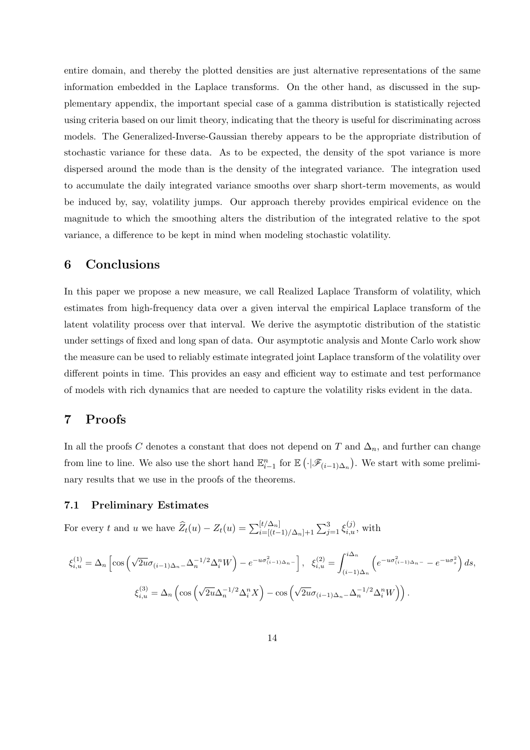entire domain, and thereby the plotted densities are just alternative representations of the same information embedded in the Laplace transforms. On the other hand, as discussed in the supplementary appendix, the important special case of a gamma distribution is statistically rejected using criteria based on our limit theory, indicating that the theory is useful for discriminating across models. The Generalized-Inverse-Gaussian thereby appears to be the appropriate distribution of stochastic variance for these data. As to be expected, the density of the spot variance is more dispersed around the mode than is the density of the integrated variance. The integration used to accumulate the daily integrated variance smooths over sharp short-term movements, as would be induced by, say, volatility jumps. Our approach thereby provides empirical evidence on the magnitude to which the smoothing alters the distribution of the integrated relative to the spot variance, a difference to be kept in mind when modeling stochastic volatility.

## 6 Conclusions

In this paper we propose a new measure, we call Realized Laplace Transform of volatility, which estimates from high-frequency data over a given interval the empirical Laplace transform of the latent volatility process over that interval. We derive the asymptotic distribution of the statistic under settings of fixed and long span of data. Our asymptotic analysis and Monte Carlo work show the measure can be used to reliably estimate integrated joint Laplace transform of the volatility over different points in time. This provides an easy and efficient way to estimate and test performance of models with rich dynamics that are needed to capture the volatility risks evident in the data.

## 7 Proofs

In all the proofs $C$ denotes a constant that does not depend on $T$ and $\Delta_n$, and further can change from line to line. We also use the short hand $\mathbb{E}_{i-1}^n$ for $\mathbb{E}\left(\cdot|\mathscr{F}_{(i-1)\Delta_n}\right)$. We start with some preliminary results that we use in the proofs of the theorems.

### 7.1 Preliminary Estimates

For every $t$ and $u$ we have $\widehat{Z}_t(u) - Z_t(u) = \sum_{i=[(t-1)/\Delta_n]+1}^{[t/\Delta_n]} \sum_{j=1}^{3} \xi_{i,u}^{(j)}$, with

$$\xi_{i,u}^{(1)} = \Delta_n \left[\cos\left(\sqrt{2u}\sigma_{(i-1)\Delta_n-}\Delta_n^{-1/2}\Delta_i^n W\right) - e^{-u\sigma_{(i-1)\Delta_n-}^2}\right], \quad \xi_{i,u}^{(2)} = \int_{(i-1)\Delta_n}^{i\Delta_n} \left(e^{-u\sigma_{(i-1)\Delta_n-}^2} - e^{-u\sigma_s^2}\right) ds,$$

$$\xi_{i,u}^{(3)} = \Delta_n \left(\cos\left(\sqrt{2u}\Delta_n^{-1/2}\Delta_i^n X\right) - \cos\left(\sqrt{2u}\sigma_{(i-1)\Delta_n-}\Delta_n^{-1/2}\Delta_i^n W\right)\right).$$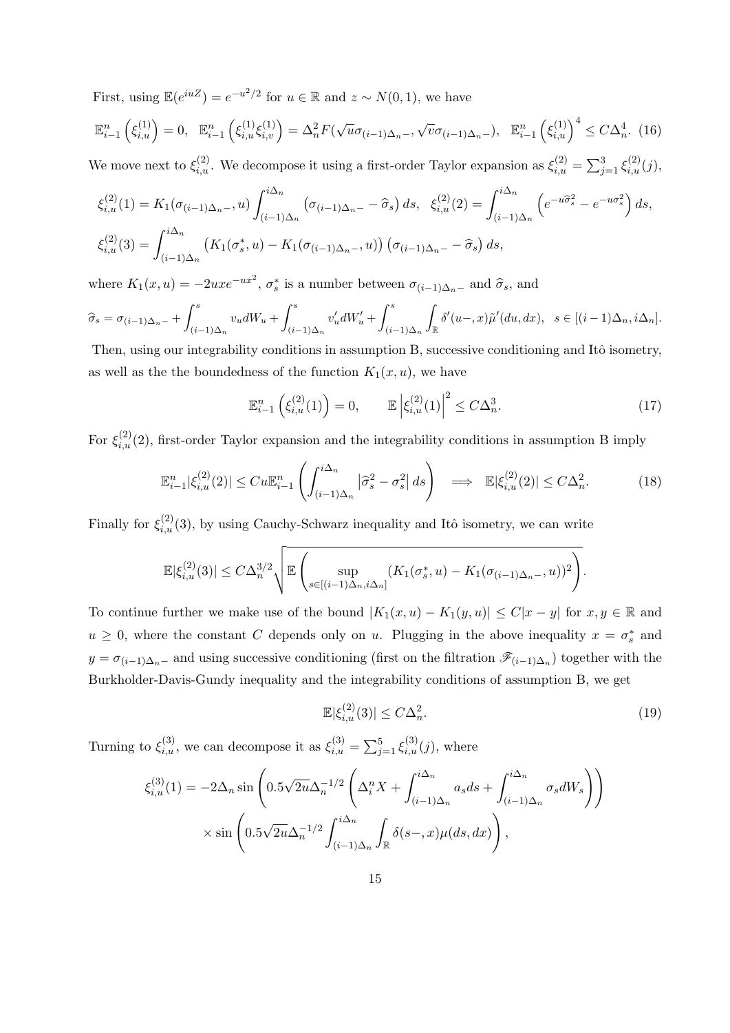First, using $\mathbb{E}(e^{iuZ}) = e^{-u^2/2}$ for $u \in \mathbb{R}$ and $z \sim N(0,1)$, we have

$$\mathbb{E}_{i-1}^n\left(\xi_{i,u}^{(1)}\right) = 0, \quad \mathbb{E}_{i-1}^n\left(\xi_{i,u}^{(1)}\xi_{i,v}^{(1)}\right) = \Delta_n^2 F(\sqrt{u}\sigma_{(i-1)\Delta_n-}, \sqrt{v}\sigma_{(i-1)\Delta_n-}), \quad \mathbb{E}_{i-1}^n\left(\xi_{i,u}^{(1)}\right)^4 \leq C\Delta_n^4. \tag{16}$$

We move next to $\xi_{i,u}^{(2)}$. We decompose it using a first-order Taylor expansion as $\xi_{i,u}^{(2)} = \sum_{j=1}^3 \xi_{i,u}^{(2)}(j)$,

$$\xi_{i,u}^{(2)}(1) = K_1(\sigma_{(i-1)\Delta_n-}, u)\int_{(i-1)\Delta_n}^{i\Delta_n}\left(\sigma_{(i-1)\Delta_n-} - \widehat{\sigma}_s\right)ds, \quad \xi_{i,u}^{(2)}(2) = \int_{(i-1)\Delta_n}^{i\Delta_n}\left(e^{-u\widehat{\sigma}_s^2} - e^{-u\sigma_s^2}\right)ds,$$

$$\xi_{i,u}^{(2)}(3) = \int_{(i-1)\Delta_n}^{i\Delta_n}\left(K_1(\sigma_s^*, u) - K_1(\sigma_{(i-1)\Delta_n-}, u)\right)\left(\sigma_{(i-1)\Delta_n-} - \widehat{\sigma}_s\right)ds,$$

where $K_1(x,u) = -2uxe^{-ux^2}$, $\sigma_s^*$ is a number between $\sigma_{(i-1)\Delta_n-}$ and $\widehat{\sigma}_s$, and

$$\widehat{\sigma}_s = \sigma_{(i-1)\Delta_n-} + \int_{(i-1)\Delta_n}^s v_u dW_u + \int_{(i-1)\Delta_n}^s v_u' dW_u' + \int_{(i-1)\Delta_n}^s \int_{\mathbb{R}} \delta'(u-,x)\tilde{\mu}'(du,dx), \quad s \in [(i-1)\Delta_n, i\Delta_n].$$

Then, using our integrability conditions in assumption B, successive conditioning and Itô isometry, as well as the the boundedness of the function $K_1(x,u)$, we have

$$\mathbb{E}_{i-1}^n\left(\xi_{i,u}^{(2)}(1)\right) = 0, \qquad \mathbb{E}\left|\xi_{i,u}^{(2)}(1)\right|^2 \leq C\Delta_n^3. \tag{17}$$

For $\xi_{i,u}^{(2)}(2)$, first-order Taylor expansion and the integrability conditions in assumption B imply

$$\mathbb{E}_{i-1}^n|\xi_{i,u}^{(2)}(2)| \leq Cu\mathbb{E}_{i-1}^n\left(\int_{(i-1)\Delta_n}^{i\Delta_n}\left|\widehat{\sigma}_s^2 - \sigma_s^2\right|ds\right) \implies \mathbb{E}|\xi_{i,u}^{(2)}(2)| \leq C\Delta_n^2. \tag{18}$$

Finally for $\xi_{i,u}^{(2)}(3)$, by using Cauchy-Schwarz inequality and Itô isometry, we can write

$$\mathbb{E}|\xi_{i,u}^{(2)}(3)| \leq C\Delta_n^{3/2}\sqrt{\mathbb{E}\left(\sup_{s\in[(i-1)\Delta_n, i\Delta_n]}(K_1(\sigma_s^*, u) - K_1(\sigma_{(i-1)\Delta_n-}, u))^2\right)}.$$

To continue further we make use of the bound $|K_1(x,u) - K_1(y,u)| \leq C|x-y|$ for $x, y \in \mathbb{R}$ and $u \geq 0$, where the constant $C$ depends only on $u$. Plugging in the above inequality $x = \sigma_s^*$ and $y = \sigma_{(i-1)\Delta_n-}$ and using successive conditioning (first on the filtration $\mathscr{F}_{(i-1)\Delta_n}$) together with the Burkholder-Davis-Gundy inequality and the integrability conditions of assumption B, we get

$$\mathbb{E}|\xi_{i,u}^{(2)}(3)| \leq C\Delta_n^2. \tag{19}$$

Turning to $\xi_{i,u}^{(3)}$, we can decompose it as $\xi_{i,u}^{(3)} = \sum_{j=1}^5 \xi_{i,u}^{(3)}(j)$, where

$$\xi_{i,u}^{(3)}(1) = -2\Delta_n \sin\left(0.5\sqrt{2u}\Delta_n^{-1/2}\left(\Delta_i^n X + \int_{(i-1)\Delta_n}^{i\Delta_n} a_s ds + \int_{(i-1)\Delta_n}^{i\Delta_n}\sigma_s dW_s\right)\right)$$
$$\times \sin\left(0.5\sqrt{2u}\Delta_n^{-1/2}\int_{(i-1)\Delta_n}^{i\Delta_n}\int_{\mathbb{R}}\delta(s-,x)\mu(ds,dx)\right),$$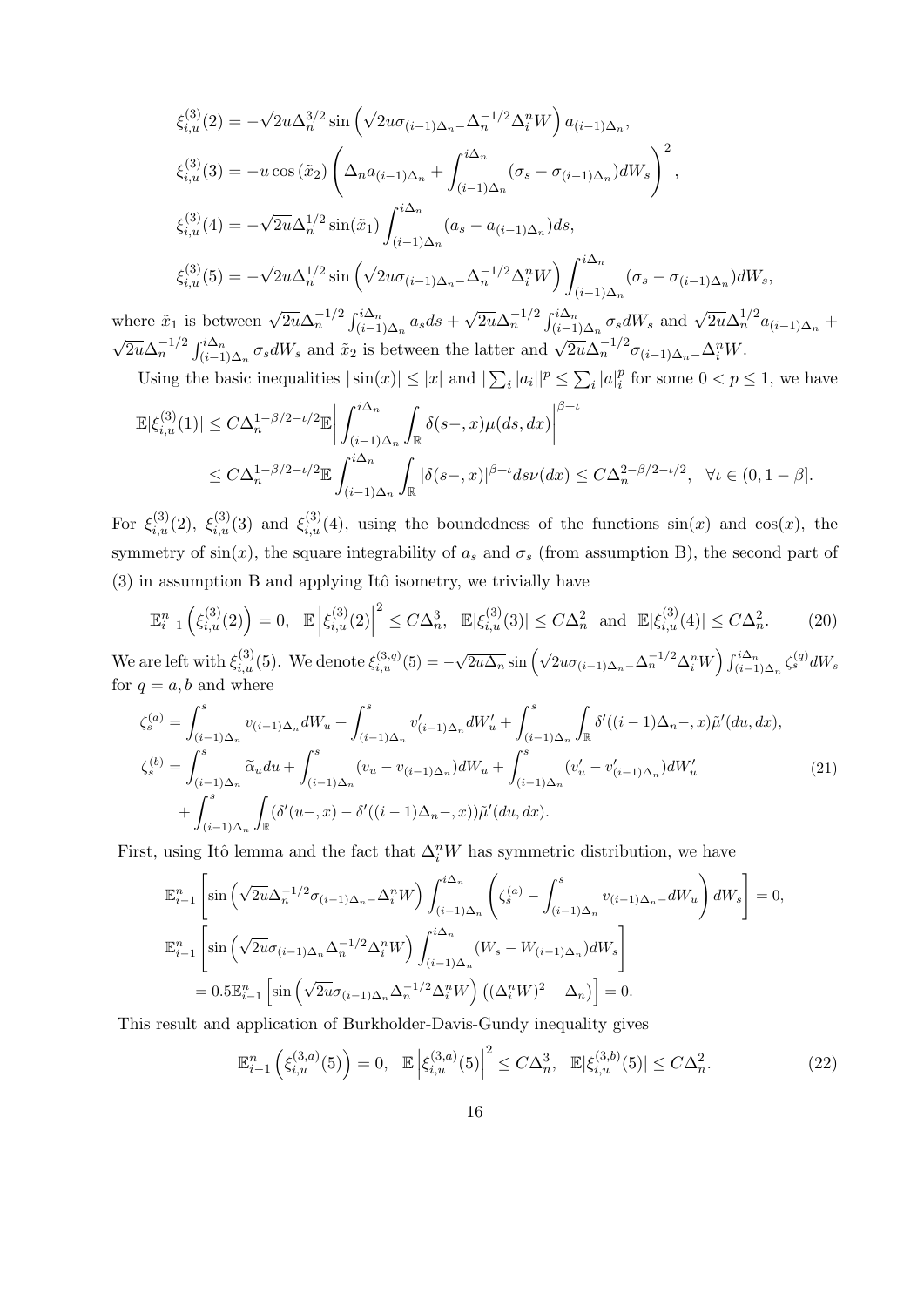$$\xi^{(3)}_{i,u}(2) = -\sqrt{2u}\Delta_n^{3/2}\sin\left(\sqrt{2}u\sigma_{(i-1)\Delta_n-}\Delta_n^{-1/2}\Delta_i^n W\right)a_{(i-1)\Delta_n},$$

$$\xi^{(3)}_{i,u}(3) = -u\cos(\tilde{x}_2)\left(\Delta_n a_{(i-1)\Delta_n} + \int_{(i-1)\Delta_n}^{i\Delta_n}(\sigma_s - \sigma_{(i-1)\Delta_n})dW_s\right)^2,$$

$$\xi^{(3)}_{i,u}(4) = -\sqrt{2u}\Delta_n^{1/2}\sin(\tilde{x}_1)\int_{(i-1)\Delta_n}^{i\Delta_n}(a_s - a_{(i-1)\Delta_n})ds,$$

$$\xi^{(3)}_{i,u}(5) = -\sqrt{2u}\Delta_n^{1/2}\sin\left(\sqrt{2u}\sigma_{(i-1)\Delta_n-}\Delta_n^{-1/2}\Delta_i^n W\right)\int_{(i-1)\Delta_n}^{i\Delta_n}(\sigma_s - \sigma_{(i-1)\Delta_n})dW_s,$$

where $\tilde{x}_1$ is between $\sqrt{2u}\Delta_n^{-1/2}\int_{(i-1)\Delta_n}^{i\Delta_n} a_s ds + \sqrt{2u}\Delta_n^{-1/2}\int_{(i-1)\Delta_n}^{i\Delta_n}\sigma_s dW_s$ and $\sqrt{2u}\Delta_n^{1/2}a_{(i-1)\Delta_n} + \sqrt{2u}\Delta_n^{-1/2}\int_{(i-1)\Delta_n}^{i\Delta_n}\sigma_s dW_s$ and $\tilde{x}_2$ is between the latter and $\sqrt{2u}\Delta_n^{-1/2}\sigma_{(i-1)\Delta_n-}\Delta_i^n W$.

Using the basic inequalities $|\sin(x)| \leq |x|$ and $|\sum_i |a_i||^p \leq \sum_i |a|_i^p$ for some $0 < p \leq 1$, we have

$$\mathbb{E}|\xi^{(3)}_{i,u}(1)| \leq C\Delta_n^{1-\beta/2-\iota/2}\mathbb{E}\left|\int_{(i-1)\Delta_n}^{i\Delta_n}\int_{\mathbb{R}}\delta(s-,x)\mu(ds,dx)\right|^{\beta+\iota}$$
$$\leq C\Delta_n^{1-\beta/2-\iota/2}\mathbb{E}\int_{(i-1)\Delta_n}^{i\Delta_n}\int_{\mathbb{R}}|\delta(s-,x)|^{\beta+\iota}ds\nu(dx) \leq C\Delta_n^{2-\beta/2-\iota/2}, \quad \forall \iota \in (0, 1-\beta].$$

For $\xi^{(3)}_{i,u}(2)$, $\xi^{(3)}_{i,u}(3)$ and $\xi^{(3)}_{i,u}(4)$, using the boundedness of the functions $\sin(x)$ and $\cos(x)$, the symmetry of $\sin(x)$, the square integrability of $a_s$ and $\sigma_s$ (from assumption B), the second part of (3) in assumption B and applying Itô isometry, we trivially have

$$\mathbb{E}^n_{i-1}\left(\xi^{(3)}_{i,u}(2)\right) = 0, \quad \mathbb{E}\left|\xi^{(3)}_{i,u}(2)\right|^2 \leq C\Delta_n^3, \quad \mathbb{E}|\xi^{(3)}_{i,u}(3)| \leq C\Delta_n^2 \quad \text{and} \quad \mathbb{E}|\xi^{(3)}_{i,u}(4)| \leq C\Delta_n^2. \tag{20}$$

We are left with $\xi^{(3)}_{i,u}(5)$. We denote $\xi^{(3,q)}_{i,u}(5) = -\sqrt{2u\Delta_n}\sin\left(\sqrt{2u}\sigma_{(i-1)\Delta_n-}\Delta_n^{-1/2}\Delta_i^n W\right)\int_{(i-1)\Delta_n}^{i\Delta_n}\zeta_s^{(q)}dW_s$ for $q = a, b$ and where

$$\begin{aligned}
\zeta_s^{(a)} &= \int_{(i-1)\Delta_n}^{s} v_{(i-1)\Delta_n}dW_u + \int_{(i-1)\Delta_n}^{s} v'_{(i-1)\Delta_n}dW'_u + \int_{(i-1)\Delta_n}^{s}\int_{\mathbb{R}}\delta'((i-1)\Delta_n-,x)\tilde{\mu}'(du,dx),\\
\zeta_s^{(b)} &= \int_{(i-1)\Delta_n}^{s}\widetilde{\alpha}_u du + \int_{(i-1)\Delta_n}^{s}(v_u - v_{(i-1)\Delta_n})dW_u + \int_{(i-1)\Delta_n}^{s}(v'_u - v'_{(i-1)\Delta_n})dW'_u \\
&\quad + \int_{(i-1)\Delta_n}^{s}\int_{\mathbb{R}}(\delta'(u-,x) - \delta'((i-1)\Delta_n-,x))\tilde{\mu}'(du,dx).
\end{aligned} \tag{21}$$

First, using Itô lemma and the fact that $\Delta_i^n W$ has symmetric distribution, we have

$$\mathbb{E}^n_{i-1}\left[\sin\left(\sqrt{2u}\Delta_n^{-1/2}\sigma_{(i-1)\Delta_n-}\Delta_i^n W\right)\int_{(i-1)\Delta_n}^{i\Delta_n}\left(\zeta_s^{(a)} - \int_{(i-1)\Delta_n}^{s} v_{(i-1)\Delta_n-}dW_u\right)dW_s\right] = 0,$$

$$\mathbb{E}^n_{i-1}\left[\sin\left(\sqrt{2u}\sigma_{(i-1)\Delta_n}\Delta_n^{-1/2}\Delta_i^n W\right)\int_{(i-1)\Delta_n}^{i\Delta_n}(W_s - W_{(i-1)\Delta_n})dW_s\right]$$
$$= 0.5\mathbb{E}^n_{i-1}\left[\sin\left(\sqrt{2u}\sigma_{(i-1)\Delta_n}\Delta_n^{-1/2}\Delta_i^n W\right)\left((\Delta_i^n W)^2 - \Delta_n\right)\right] = 0.$$

This result and application of Burkholder-Davis-Gundy inequality gives

$$\mathbb{E}^n_{i-1}\left(\xi^{(3,a)}_{i,u}(5)\right) = 0, \quad \mathbb{E}\left|\xi^{(3,a)}_{i,u}(5)\right|^2 \leq C\Delta_n^3, \quad \mathbb{E}|\xi^{(3,b)}_{i,u}(5)| \leq C\Delta_n^2. \tag{22}$$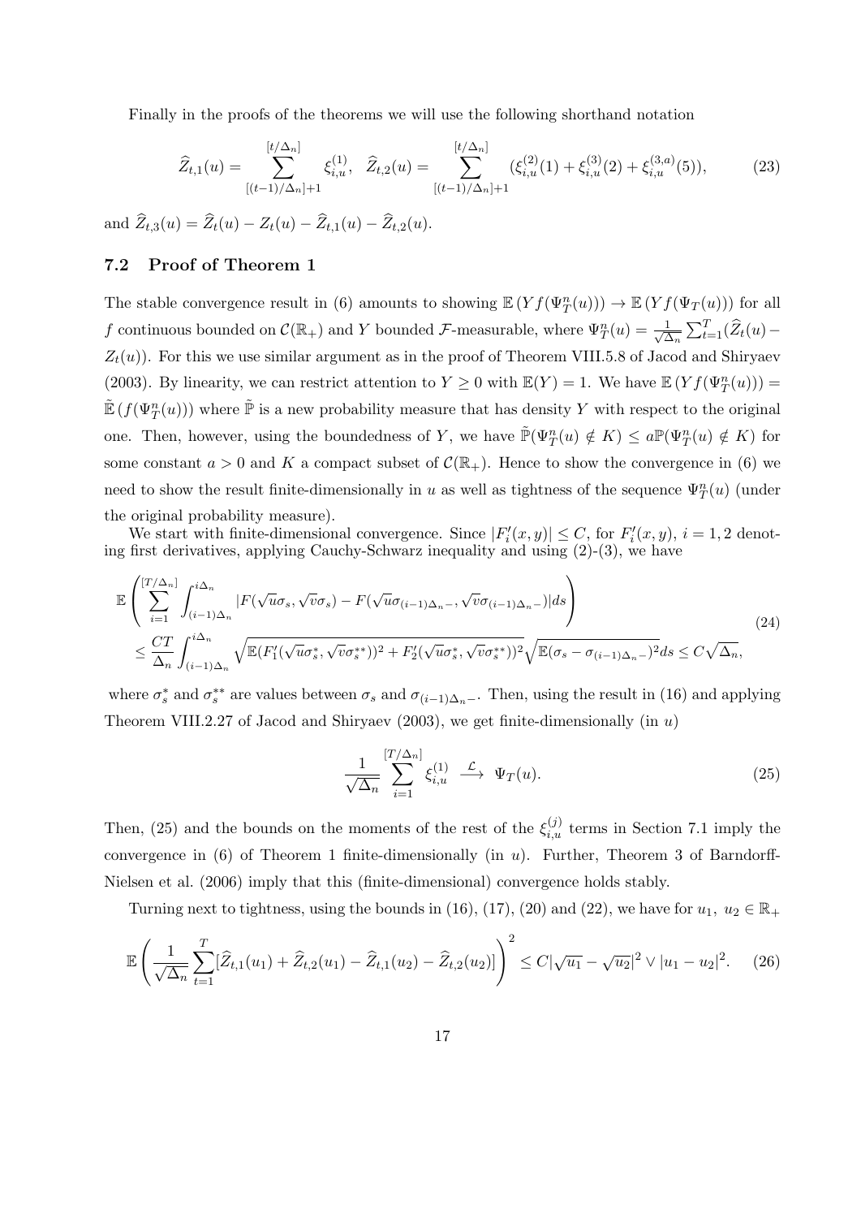Finally in the proofs of the theorems we will use the following shorthand notation

$$
\widehat{Z}_{t,1}(u) = \sum_{[(t-1)/\Delta_n]+1}^{[t/\Delta_n]} \xi_{i,u}^{(1)}, \quad \widehat{Z}_{t,2}(u) = \sum_{[(t-1)/\Delta_n]+1}^{[t/\Delta_n]} (\xi_{i,u}^{(2)}(1) + \xi_{i,u}^{(3)}(2) + \xi_{i,u}^{(3,a)}(5)), \tag{23}
$$

and $\widehat{Z}_{t,3}(u) = \widehat{Z}_t(u) - Z_t(u) - \widehat{Z}_{t,1}(u) - \widehat{Z}_{t,2}(u)$.

### 7.2 Proof of Theorem 1

The stable convergence result in (6) amounts to showing $\mathbb{E}\left(Yf(\Psi_T^n(u))\right) \to \mathbb{E}\left(Yf(\Psi_T(u))\right)$ for all $f$ continuous bounded on $\mathcal{C}(\mathbb{R}_+)$ and $Y$ bounded $\mathcal{F}$-measurable, where $\Psi_T^n(u) = \frac{1}{\sqrt{\Delta_n}}\sum_{t=1}^T(\widehat{Z}_t(u) - Z_t(u))$. For this we use similar argument as in the proof of Theorem VIII.5.8 of Jacod and Shiryaev (2003). By linearity, we can restrict attention to $Y \geq 0$ with $\mathbb{E}(Y) = 1$. We have $\mathbb{E}\left(Yf(\Psi_T^n(u))\right) = \tilde{\mathbb{E}}\left(f(\Psi_T^n(u))\right)$ where $\tilde{\mathbb{P}}$ is a new probability measure that has density $Y$ with respect to the original one. Then, however, using the boundedness of $Y$, we have $\tilde{\mathbb{P}}(\Psi_T^n(u) \notin K) \leq a\mathbb{P}(\Psi_T^n(u) \notin K)$ for some constant $a > 0$ and $K$ a compact subset of $\mathcal{C}(\mathbb{R}_+)$. Hence to show the convergence in (6) we need to show the result finite-dimensionally in $u$ as well as tightness of the sequence $\Psi_T^n(u)$ (under the original probability measure).

We start with finite-dimensional convergence. Since $|F_i'(x,y)| \leq C$, for $F_i'(x,y)$, $i = 1,2$ denoting first derivatives, applying Cauchy-Schwarz inequality and using (2)-(3), we have

$$
\begin{aligned}
&\mathbb{E}\left(\sum_{i=1}^{[T/\Delta_n]}\int_{(i-1)\Delta_n}^{i\Delta_n}|F(\sqrt{u}\sigma_s, \sqrt{v}\sigma_s) - F(\sqrt{u}\sigma_{(i-1)\Delta_n -}, \sqrt{v}\sigma_{(i-1)\Delta_n -})|ds\right) \\
&\leq \frac{CT}{\Delta_n}\int_{(i-1)\Delta_n}^{i\Delta_n}\sqrt{\mathbb{E}(F_1'(\sqrt{u}\sigma_s^*, \sqrt{v}\sigma_s^{**}))^2 + F_2'(\sqrt{u}\sigma_s^*, \sqrt{v}\sigma_s^{**}))^2}\sqrt{\mathbb{E}(\sigma_s - \sigma_{(i-1)\Delta_n -})^2}ds \leq C\sqrt{\Delta_n},
\end{aligned}
\tag{24}
$$

where $\sigma_s^*$ and $\sigma_s^{**}$ are values between $\sigma_s$ and $\sigma_{(i-1)\Delta_n -}$. Then, using the result in (16) and applying Theorem VIII.2.27 of Jacod and Shiryaev (2003), we get finite-dimensionally (in $u$)

$$
\frac{1}{\sqrt{\Delta_n}}\sum_{i=1}^{[T/\Delta_n]}\xi_{i,u}^{(1)} \xrightarrow{\mathcal{L}} \Psi_T(u). \tag{25}
$$

Then, (25) and the bounds on the moments of the rest of the $\xi_{i,u}^{(j)}$ terms in Section 7.1 imply the convergence in (6) of Theorem 1 finite-dimensionally (in $u$). Further, Theorem 3 of Barndorff-Nielsen et al. (2006) imply that this (finite-dimensional) convergence holds stably.

Turning next to tightness, using the bounds in (16), (17), (20) and (22), we have for $u_1,\ u_2 \in \mathbb{R}_+$

$$
\mathbb{E}\left(\frac{1}{\sqrt{\Delta_n}}\sum_{t=1}^T[\widehat{Z}_{t,1}(u_1) + \widehat{Z}_{t,2}(u_1) - \widehat{Z}_{t,1}(u_2) - \widehat{Z}_{t,2}(u_2)]\right)^2 \leq C|\sqrt{u_1} - \sqrt{u_2}|^2 \vee |u_1 - u_2|^2. \tag{26}
$$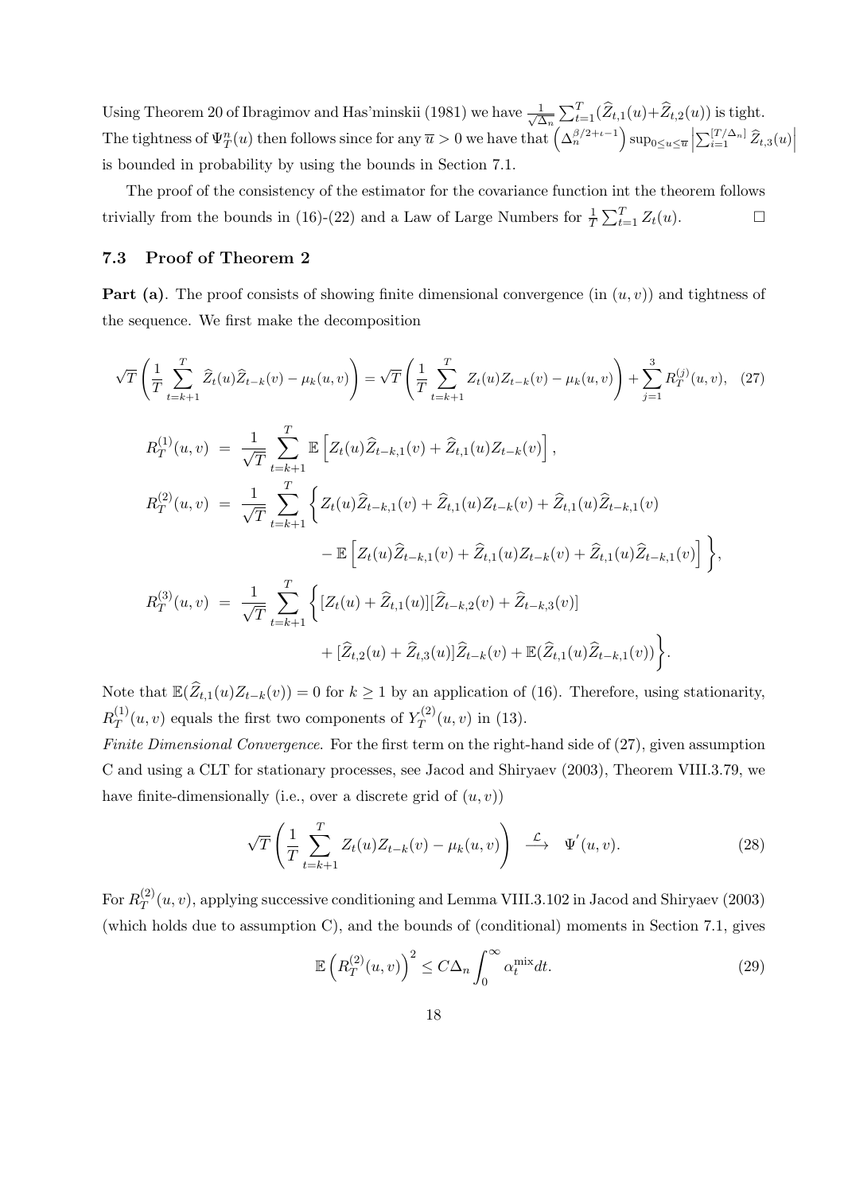Using Theorem 20 of Ibragimov and Has'minskii (1981) we have $\frac{1}{\sqrt{\Delta_n}}\sum_{t=1}^{T}(\widehat{Z}_{t,1}(u)+\widehat{Z}_{t,2}(u))$ is tight. The tightness of $\Psi_T^n(u)$ then follows since for any $\overline{u}>0$ we have that $\left(\Delta_n^{\beta/2+\iota-1}\right)\sup_{0\leq u\leq\overline{u}}\left|\sum_{i=1}^{[T/\Delta_n]}\widehat{Z}_{t,3}(u)\right|$ is bounded in probability by using the bounds in Section 7.1.

The proof of the consistency of the estimator for the covariance function int the theorem follows trivially from the bounds in (16)-(22) and a Law of Large Numbers for $\frac{1}{T}\sum_{t=1}^{T}Z_t(u)$. $\square$

### 7.3 Proof of Theorem 2

**Part (a)**. The proof consists of showing finite dimensional convergence (in $(u,v)$) and tightness of the sequence. We first make the decomposition

$$\sqrt{T}\left(\frac{1}{T}\sum_{t=k+1}^{T}\widehat{Z}_t(u)\widehat{Z}_{t-k}(v)-\mu_k(u,v)\right)=\sqrt{T}\left(\frac{1}{T}\sum_{t=k+1}^{T}Z_t(u)Z_{t-k}(v)-\mu_k(u,v)\right)+\sum_{j=1}^{3}R_T^{(j)}(u,v),\quad (27)$$

$$\begin{aligned}
R_T^{(1)}(u,v) &= \frac{1}{\sqrt{T}}\sum_{t=k+1}^{T}\mathbb{E}\left[Z_t(u)\widehat{Z}_{t-k,1}(v)+\widehat{Z}_{t,1}(u)Z_{t-k}(v)\right],\\
R_T^{(2)}(u,v) &= \frac{1}{\sqrt{T}}\sum_{t=k+1}^{T}\Bigg\{Z_t(u)\widehat{Z}_{t-k,1}(v)+\widehat{Z}_{t,1}(u)Z_{t-k}(v)+\widehat{Z}_{t,1}(u)\widehat{Z}_{t-k,1}(v)\\
&\qquad -\mathbb{E}\left[Z_t(u)\widehat{Z}_{t-k,1}(v)+\widehat{Z}_{t,1}(u)Z_{t-k}(v)+\widehat{Z}_{t,1}(u)\widehat{Z}_{t-k,1}(v)\right]\Bigg\},\\
R_T^{(3)}(u,v) &= \frac{1}{\sqrt{T}}\sum_{t=k+1}^{T}\Bigg\{[Z_t(u)+\widehat{Z}_{t,1}(u)][\widehat{Z}_{t-k,2}(v)+\widehat{Z}_{t-k,3}(v)]\\
&\qquad +[\widehat{Z}_{t,2}(u)+\widehat{Z}_{t,3}(u)]\widehat{Z}_{t-k}(v)+\mathbb{E}(\widehat{Z}_{t,1}(u)\widehat{Z}_{t-k,1}(v))\Bigg\}.
\end{aligned}$$

Note that $\mathbb{E}(\widehat{Z}_{t,1}(u)Z_{t-k}(v))=0$ for $k\geq 1$ by an application of (16). Therefore, using stationarity, $R_T^{(1)}(u,v)$ equals the first two components of $Y_T^{(2)}(u,v)$ in (13).

*Finite Dimensional Convergence*. For the first term on the right-hand side of (27), given assumption C and using a CLT for stationary processes, see Jacod and Shiryaev (2003), Theorem VIII.3.79, we have finite-dimensionally (i.e., over a discrete grid of $(u,v)$)

$$\sqrt{T}\left(\frac{1}{T}\sum_{t=k+1}^{T}Z_t(u)Z_{t-k}(v)-\mu_k(u,v)\right)\ \xrightarrow{\ \mathcal{L}\ }\ \Psi^{'}(u,v).\quad (28)$$

For $R_T^{(2)}(u,v)$, applying successive conditioning and Lemma VIII.3.102 in Jacod and Shiryaev (2003) (which holds due to assumption C), and the bounds of (conditional) moments in Section 7.1, gives

$$\mathbb{E}\left(R_T^{(2)}(u,v)\right)^2\leq C\Delta_n\int_0^{\infty}\alpha_t^{\text{mix}}dt.\quad (29)$$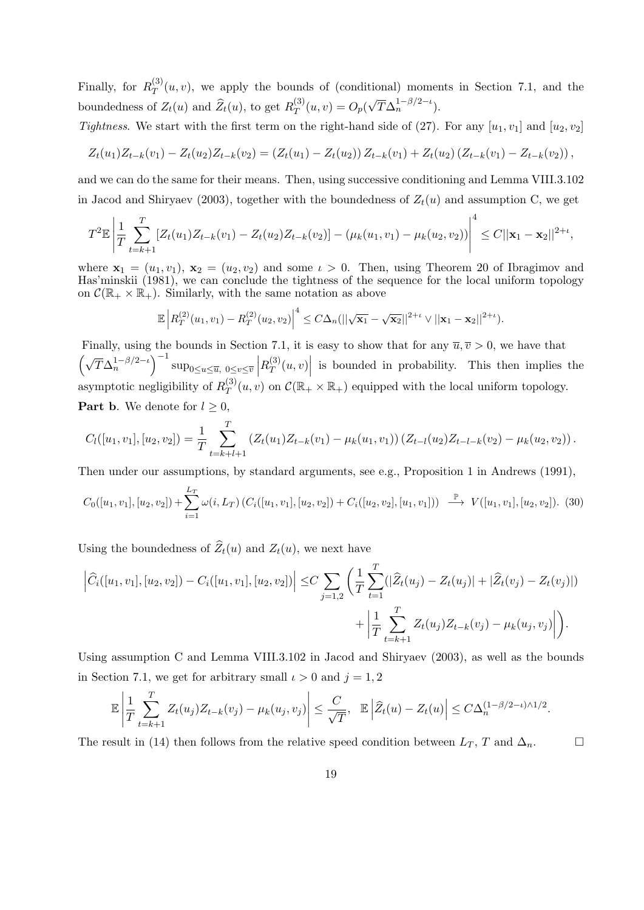Finally, for $R_T^{(3)}(u,v)$, we apply the bounds of (conditional) moments in Section 7.1, and the boundedness of $Z_t(u)$ and $\widehat{Z}_t(u)$, to get $R_T^{(3)}(u,v) = O_p(\sqrt{T}\Delta_n^{1-\beta/2-\iota})$.

*Tightness*. We start with the first term on the right-hand side of (27). For any $[u_1, v_1]$ and $[u_2, v_2]$

$$
Z_t(u_1)Z_{t-k}(v_1) - Z_t(u_2)Z_{t-k}(v_2) = (Z_t(u_1) - Z_t(u_2))\, Z_{t-k}(v_1) + Z_t(u_2)\,(Z_{t-k}(v_1) - Z_{t-k}(v_2)),
$$

and we can do the same for their means. Then, using successive conditioning and Lemma VIII.3.102 in Jacod and Shiryaev (2003), together with the boundedness of $Z_t(u)$ and assumption C, we get

$$
T^2 \mathbb{E}\left| \frac{1}{T}\sum_{t=k+1}^{T} [Z_t(u_1)Z_{t-k}(v_1) - Z_t(u_2)Z_{t-k}(v_2)] - (\mu_k(u_1,v_1) - \mu_k(u_2,v_2)) \right|^4 \leq C||\mathbf{x}_1 - \mathbf{x}_2||^{2+\iota},
$$

where $\mathbf{x}_1 = (u_1, v_1)$, $\mathbf{x}_2 = (u_2, v_2)$ and some $\iota > 0$. Then, using Theorem 20 of Ibragimov and Has'minskii (1981), we can conclude the tightness of the sequence for the local uniform topology on $\mathcal{C}(\mathbb{R}_+ \times \mathbb{R}_+)$. Similarly, with the same notation as above

$$
\mathbb{E}\left| R_T^{(2)}(u_1,v_1) - R_T^{(2)}(u_2,v_2)\right|^4 \leq C\Delta_n(||\sqrt{\mathbf{x}_1} - \sqrt{\mathbf{x}_2}||^{2+\iota} \vee ||\mathbf{x}_1 - \mathbf{x}_2||^{2+\iota}).
$$

Finally, using the bounds in Section 7.1, it is easy to show that for any $\overline{u}, \overline{v} > 0$, we have that $\left(\sqrt{T}\Delta_n^{1-\beta/2-\iota}\right)^{-1} \sup_{0\leq u\leq \overline{u},\, 0\leq v\leq\overline{v}} \left|R_T^{(3)}(u,v)\right|$ is bounded in probability. This then implies the asymptotic negligibility of $R_T^{(3)}(u,v)$ on $\mathcal{C}(\mathbb{R}_+ \times \mathbb{R}_+)$ equipped with the local uniform topology.

**Part b**. We denote for $l \geq 0$,

$$
C_l([u_1,v_1],[u_2,v_2]) = \frac{1}{T}\sum_{t=k+l+1}^{T} \left(Z_t(u_1)Z_{t-k}(v_1) - \mu_k(u_1,v_1)\right)\left(Z_{t-l}(u_2)Z_{t-l-k}(v_2) - \mu_k(u_2,v_2)\right).
$$

Then under our assumptions, by standard arguments, see e.g., Proposition 1 in Andrews (1991),

$$
C_0([u_1,v_1],[u_2,v_2]) + \sum_{i=1}^{L_T}\omega(i,L_T)\left(C_i([u_1,v_1],[u_2,v_2]) + C_i([u_2,v_2],[u_1,v_1])\right) \stackrel{\mathbb{P}}{\longrightarrow} V([u_1,v_1],[u_2,v_2]). \quad (30)
$$

Using the boundedness of $\widehat{Z}_t(u)$ and $Z_t(u)$, we next have

$$
\begin{aligned}
\left|\widehat{C}_i([u_1,v_1],[u_2,v_2]) - C_i([u_1,v_1],[u_2,v_2])\right| \leq & C\sum_{j=1,2}\Bigg(\frac{1}{T}\sum_{t=1}^{T}(|\widehat{Z}_t(u_j) - Z_t(u_j)| + |\widehat{Z}_t(v_j) - Z_t(v_j)|) \\
& + \left|\frac{1}{T}\sum_{t=k+1}^{T} Z_t(u_j)Z_{t-k}(v_j) - \mu_k(u_j,v_j)\right|\Bigg).
\end{aligned}
$$

Using assumption C and Lemma VIII.3.102 in Jacod and Shiryaev (2003), as well as the bounds in Section 7.1, we get for arbitrary small $\iota > 0$ and $j = 1, 2$

$$
\mathbb{E}\left|\frac{1}{T}\sum_{t=k+1}^{T} Z_t(u_j)Z_{t-k}(v_j) - \mu_k(u_j,v_j)\right| \leq \frac{C}{\sqrt{T}}, \quad \mathbb{E}\left|\widehat{Z}_t(u) - Z_t(u)\right| \leq C\Delta_n^{(1-\beta/2-\iota)\wedge 1/2}.
$$

The result in (14) then follows from the relative speed condition between $L_T$, $T$ and $\Delta_n$. $\square$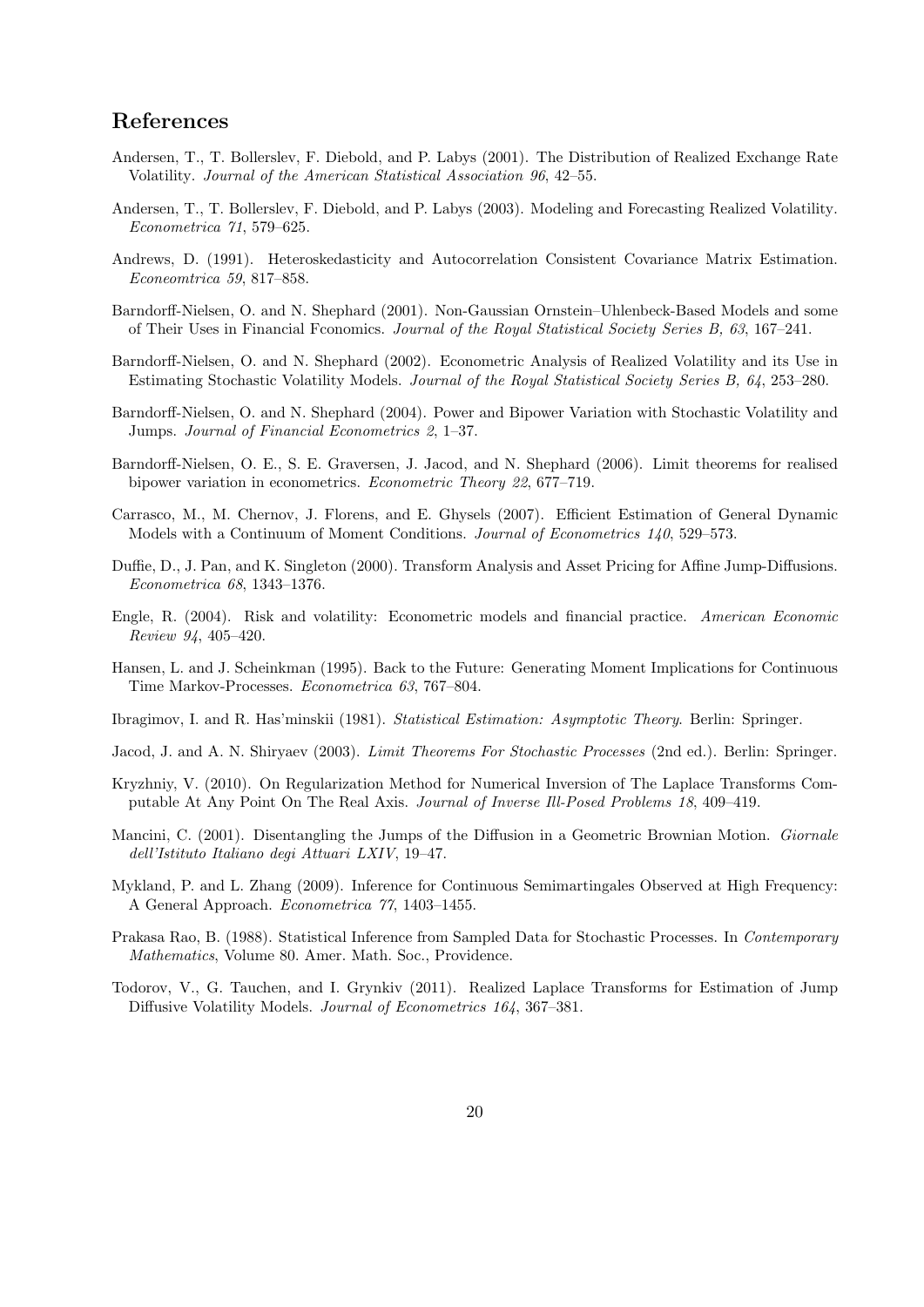## References

Andersen, T., T. Bollerslev, F. Diebold, and P. Labys (2001). The Distribution of Realized Exchange Rate Volatility. *Journal of the American Statistical Association 96*, 42–55.

Andersen, T., T. Bollerslev, F. Diebold, and P. Labys (2003). Modeling and Forecasting Realized Volatility. *Econometrica 71*, 579–625.

Andrews, D. (1991). Heteroskedasticity and Autocorrelation Consistent Covariance Matrix Estimation. *Econeomtrica 59*, 817–858.

Barndorff-Nielsen, O. and N. Shephard (2001). Non-Gaussian Ornstein–Uhlenbeck-Based Models and some of Their Uses in Financial Fconomics. *Journal of the Royal Statistical Society Series B, 63*, 167–241.

Barndorff-Nielsen, O. and N. Shephard (2002). Econometric Analysis of Realized Volatility and its Use in Estimating Stochastic Volatility Models. *Journal of the Royal Statistical Society Series B, 64*, 253–280.

Barndorff-Nielsen, O. and N. Shephard (2004). Power and Bipower Variation with Stochastic Volatility and Jumps. *Journal of Financial Econometrics 2*, 1–37.

Barndorff-Nielsen, O. E., S. E. Graversen, J. Jacod, and N. Shephard (2006). Limit theorems for realised bipower variation in econometrics. *Econometric Theory 22*, 677–719.

Carrasco, M., M. Chernov, J. Florens, and E. Ghysels (2007). Efficient Estimation of General Dynamic Models with a Continuum of Moment Conditions. *Journal of Econometrics 140*, 529–573.

Duffie, D., J. Pan, and K. Singleton (2000). Transform Analysis and Asset Pricing for Affine Jump-Diffusions. *Econometrica 68*, 1343–1376.

Engle, R. (2004). Risk and volatility: Econometric models and financial practice. *American Economic Review 94*, 405–420.

Hansen, L. and J. Scheinkman (1995). Back to the Future: Generating Moment Implications for Continuous Time Markov-Processes. *Econometrica 63*, 767–804.

Ibragimov, I. and R. Has'minskii (1981). *Statistical Estimation: Asymptotic Theory*. Berlin: Springer.

Jacod, J. and A. N. Shiryaev (2003). *Limit Theorems For Stochastic Processes* (2nd ed.). Berlin: Springer.

Kryzhniy, V. (2010). On Regularization Method for Numerical Inversion of The Laplace Transforms Computable At Any Point On The Real Axis. *Journal of Inverse Ill-Posed Problems 18*, 409–419.

Mancini, C. (2001). Disentangling the Jumps of the Diffusion in a Geometric Brownian Motion. *Giornale dell'Istituto Italiano degi Attuari LXIV*, 19–47.

Mykland, P. and L. Zhang (2009). Inference for Continuous Semimartingales Observed at High Frequency: A General Approach. *Econometrica 77*, 1403–1455.

Prakasa Rao, B. (1988). Statistical Inference from Sampled Data for Stochastic Processes. In *Contemporary Mathematics*, Volume 80. Amer. Math. Soc., Providence.

Todorov, V., G. Tauchen, and I. Grynkiv (2011). Realized Laplace Transforms for Estimation of Jump Diffusive Volatility Models. *Journal of Econometrics 164*, 367–381.